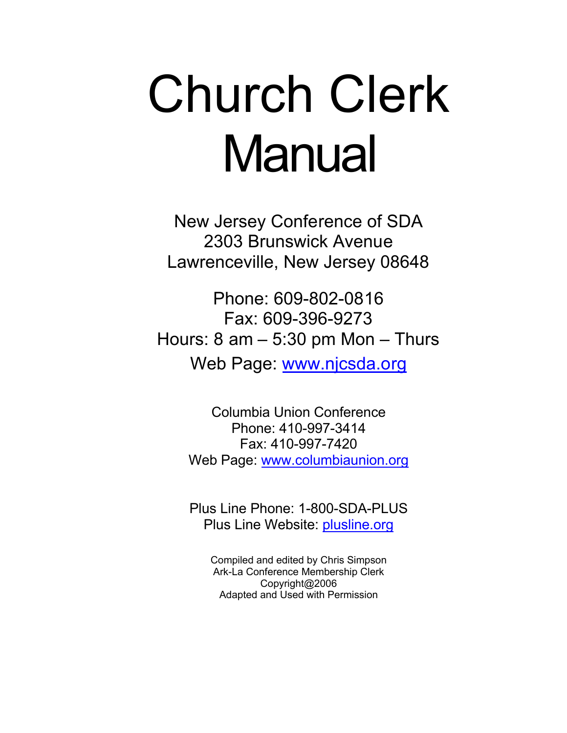# Church Clerk Manual

New Jersey Conference of SDA
2303 Brunswick Avenue
Lawrenceville, New Jersey 08648

Phone: 609-802-0816
Fax: 609-396-9273
Hours: 8 am – 5:30 pm Mon – Thurs
Web Page: www.njcsda.org

Columbia Union Conference
Phone: 410-997-3414
Fax: 410-997-7420
Web Page: www.columbiaunion.org

Plus Line Phone: 1-800-SDA-PLUS
Plus Line Website: plusline.org

Compiled and edited by Chris Simpson
Ark-La Conference Membership Clerk
Copyright@2006
Adapted and Used with Permission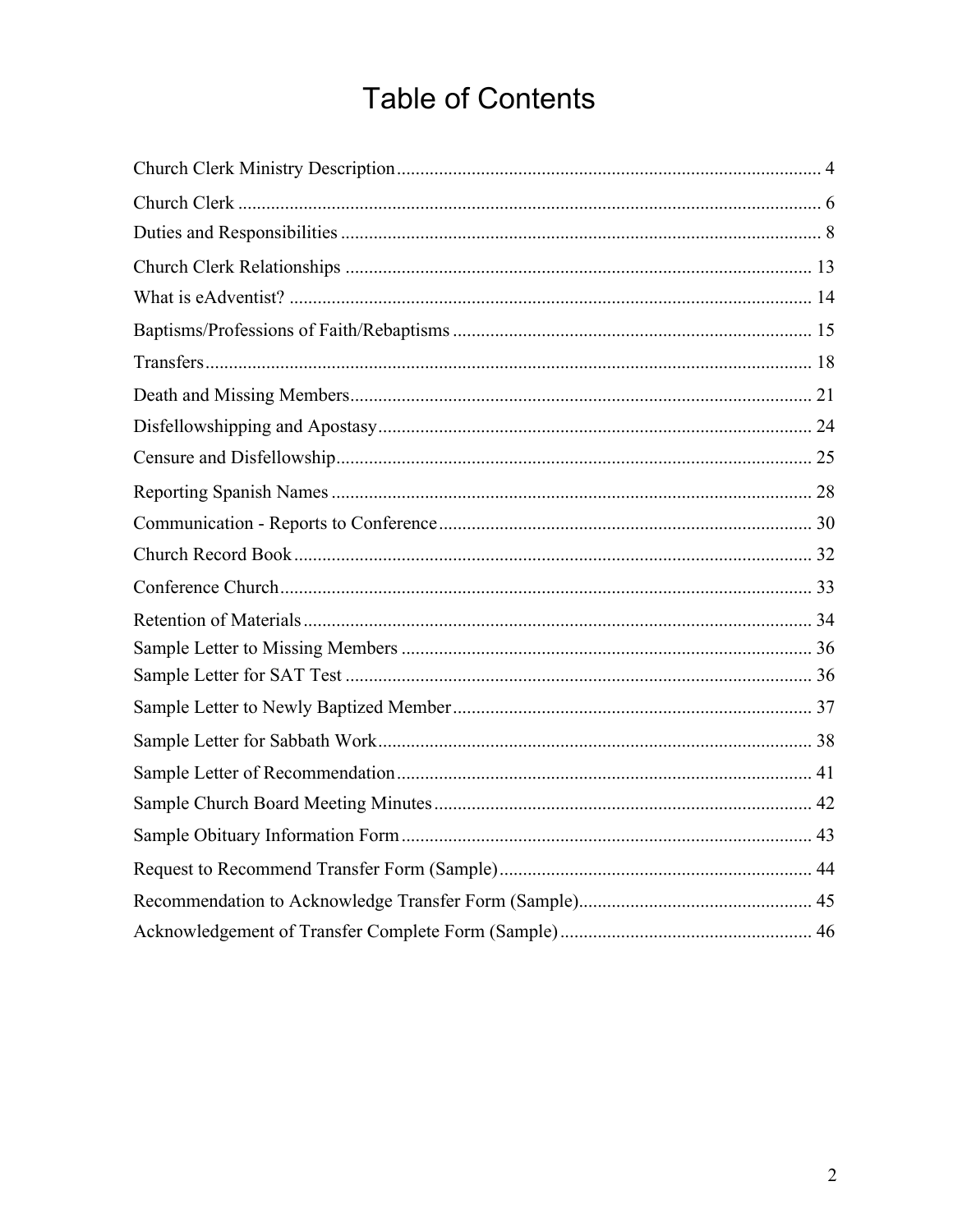# Table of Contents

Church Clerk Ministry Description .......... 4

Church Clerk .......... 6

Duties and Responsibilities .......... 8

Church Clerk Relationships .......... 13

What is eAdventist? .......... 14

Baptisms/Professions of Faith/Rebaptisms .......... 15

Transfers .......... 18

Death and Missing Members .......... 21

Disfellowshipping and Apostasy .......... 24

Censure and Disfellowship .......... 25

Reporting Spanish Names .......... 28

Communication - Reports to Conference .......... 30

Church Record Book .......... 32

Conference Church .......... 33

Retention of Materials .......... 34

Sample Letter to Missing Members .......... 36

Sample Letter for SAT Test .......... 36

Sample Letter to Newly Baptized Member .......... 37

Sample Letter for Sabbath Work .......... 38

Sample Letter of Recommendation .......... 41

Sample Church Board Meeting Minutes .......... 42

Sample Obituary Information Form .......... 43

Request to Recommend Transfer Form (Sample) .......... 44

Recommendation to Acknowledge Transfer Form (Sample) .......... 45

Acknowledgement of Transfer Complete Form (Sample) .......... 46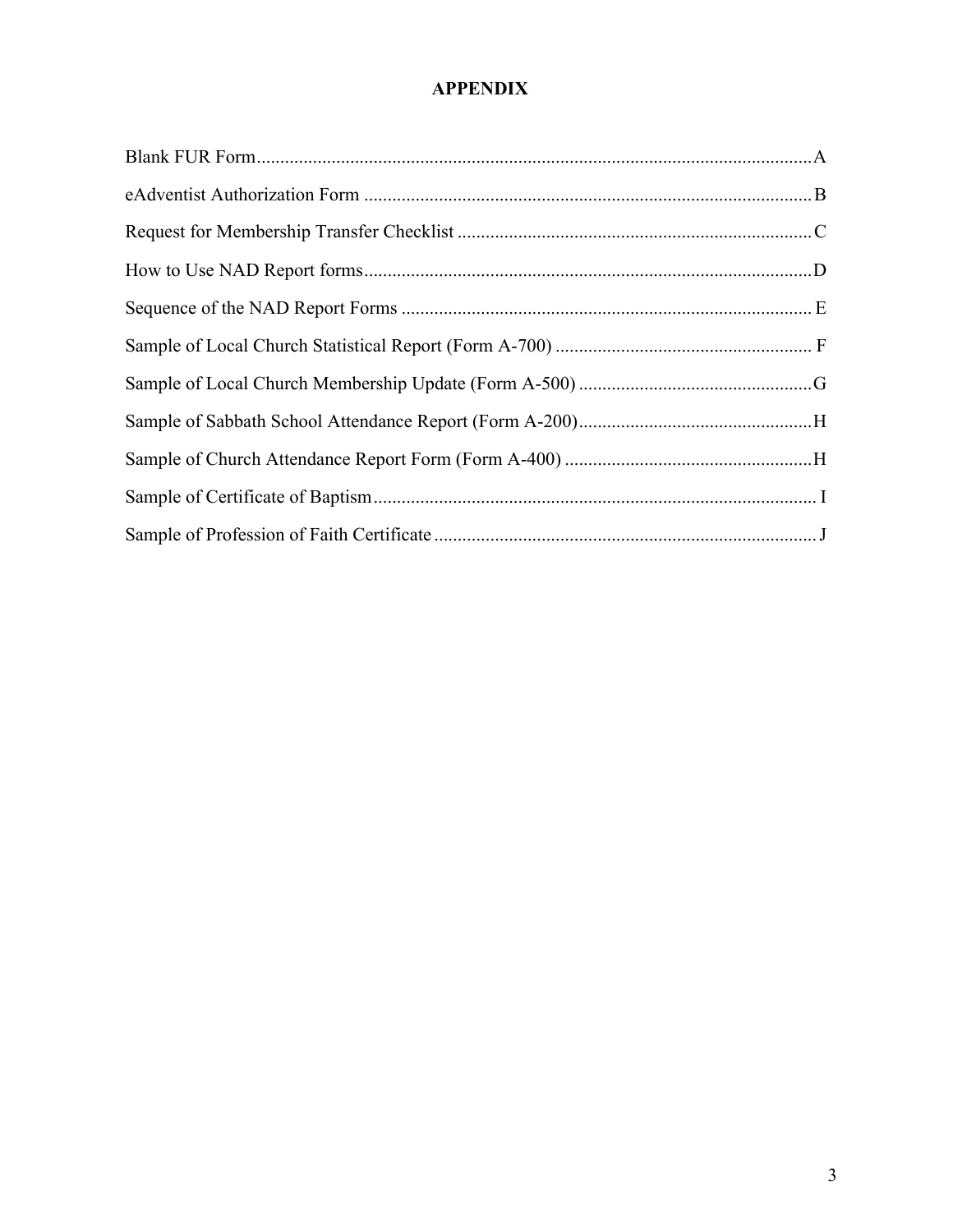# APPENDIX

Blank FUR Form....................................................................................................................A

eAdventist Authorization Form ................................................................................................B

Request for Membership Transfer Checklist ............................................................................C

How to Use NAD Report forms................................................................................................D

Sequence of the NAD Report Forms ........................................................................................ E

Sample of Local Church Statistical Report (Form A-700) ....................................................... F

Sample of Local Church Membership Update (Form A-500) ..................................................G

Sample of Sabbath School Attendance Report (Form A-200)..................................................H

Sample of Church Attendance Report Form (Form A-400) .....................................................H

Sample of Certificate of Baptism............................................................................................... I

Sample of Profession of Faith Certificate .................................................................................. J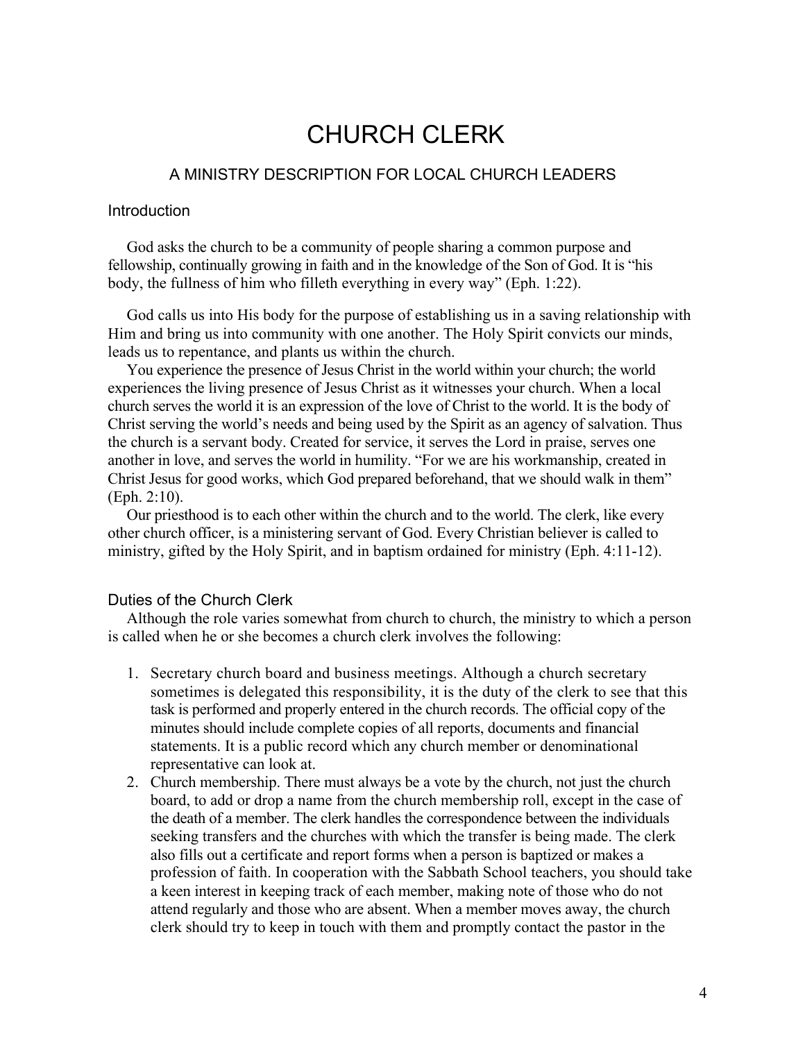# CHURCH CLERK

## A MINISTRY DESCRIPTION FOR LOCAL CHURCH LEADERS

### Introduction

God asks the church to be a community of people sharing a common purpose and fellowship, continually growing in faith and in the knowledge of the Son of God. It is "his body, the fullness of him who filleth everything in every way" (Eph. 1:22).

God calls us into His body for the purpose of establishing us in a saving relationship with Him and bring us into community with one another. The Holy Spirit convicts our minds, leads us to repentance, and plants us within the church.

You experience the presence of Jesus Christ in the world within your church; the world experiences the living presence of Jesus Christ as it witnesses your church. When a local church serves the world it is an expression of the love of Christ to the world. It is the body of Christ serving the world's needs and being used by the Spirit as an agency of salvation. Thus the church is a servant body. Created for service, it serves the Lord in praise, serves one another in love, and serves the world in humility. "For we are his workmanship, created in Christ Jesus for good works, which God prepared beforehand, that we should walk in them" (Eph. 2:10).

Our priesthood is to each other within the church and to the world. The clerk, like every other church officer, is a ministering servant of God. Every Christian believer is called to ministry, gifted by the Holy Spirit, and in baptism ordained for ministry (Eph. 4:11-12).

### Duties of the Church Clerk

Although the role varies somewhat from church to church, the ministry to which a person is called when he or she becomes a church clerk involves the following:

1. Secretary church board and business meetings. Although a church secretary sometimes is delegated this responsibility, it is the duty of the clerk to see that this task is performed and properly entered in the church records. The official copy of the minutes should include complete copies of all reports, documents and financial statements. It is a public record which any church member or denominational representative can look at.
2. Church membership. There must always be a vote by the church, not just the church board, to add or drop a name from the church membership roll, except in the case of the death of a member. The clerk handles the correspondence between the individuals seeking transfers and the churches with which the transfer is being made. The clerk also fills out a certificate and report forms when a person is baptized or makes a profession of faith. In cooperation with the Sabbath School teachers, you should take a keen interest in keeping track of each member, making note of those who do not attend regularly and those who are absent. When a member moves away, the church clerk should try to keep in touch with them and promptly contact the pastor in the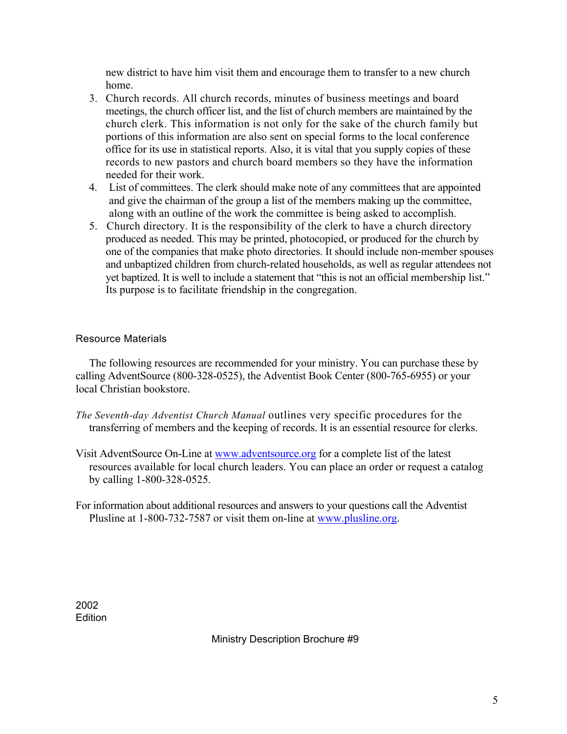new district to have him visit them and encourage them to transfer to a new church home.

3. Church records. All church records, minutes of business meetings and board meetings, the church officer list, and the list of church members are maintained by the church clerk. This information is not only for the sake of the church family but portions of this information are also sent on special forms to the local conference office for its use in statistical reports. Also, it is vital that you supply copies of these records to new pastors and church board members so they have the information needed for their work.
4. List of committees. The clerk should make note of any committees that are appointed and give the chairman of the group a list of the members making up the committee, along with an outline of the work the committee is being asked to accomplish.
5. Church directory. It is the responsibility of the clerk to have a church directory produced as needed. This may be printed, photocopied, or produced for the church by one of the companies that make photo directories. It should include non-member spouses and unbaptized children from church-related households, as well as regular attendees not yet baptized. It is well to include a statement that "this is not an official membership list." Its purpose is to facilitate friendship in the congregation.

## Resource Materials

The following resources are recommended for your ministry. You can purchase these by calling AdventSource (800-328-0525), the Adventist Book Center (800-765-6955) or your local Christian bookstore.

*The Seventh-day Adventist Church Manual* outlines very specific procedures for the transferring of members and the keeping of records. It is an essential resource for clerks.

Visit AdventSource On-Line at www.adventsource.org for a complete list of the latest resources available for local church leaders. You can place an order or request a catalog by calling 1-800-328-0525.

For information about additional resources and answers to your questions call the Adventist Plusline at 1-800-732-7587 or visit them on-line at www.plusline.org.

2002
Edition

Ministry Description Brochure #9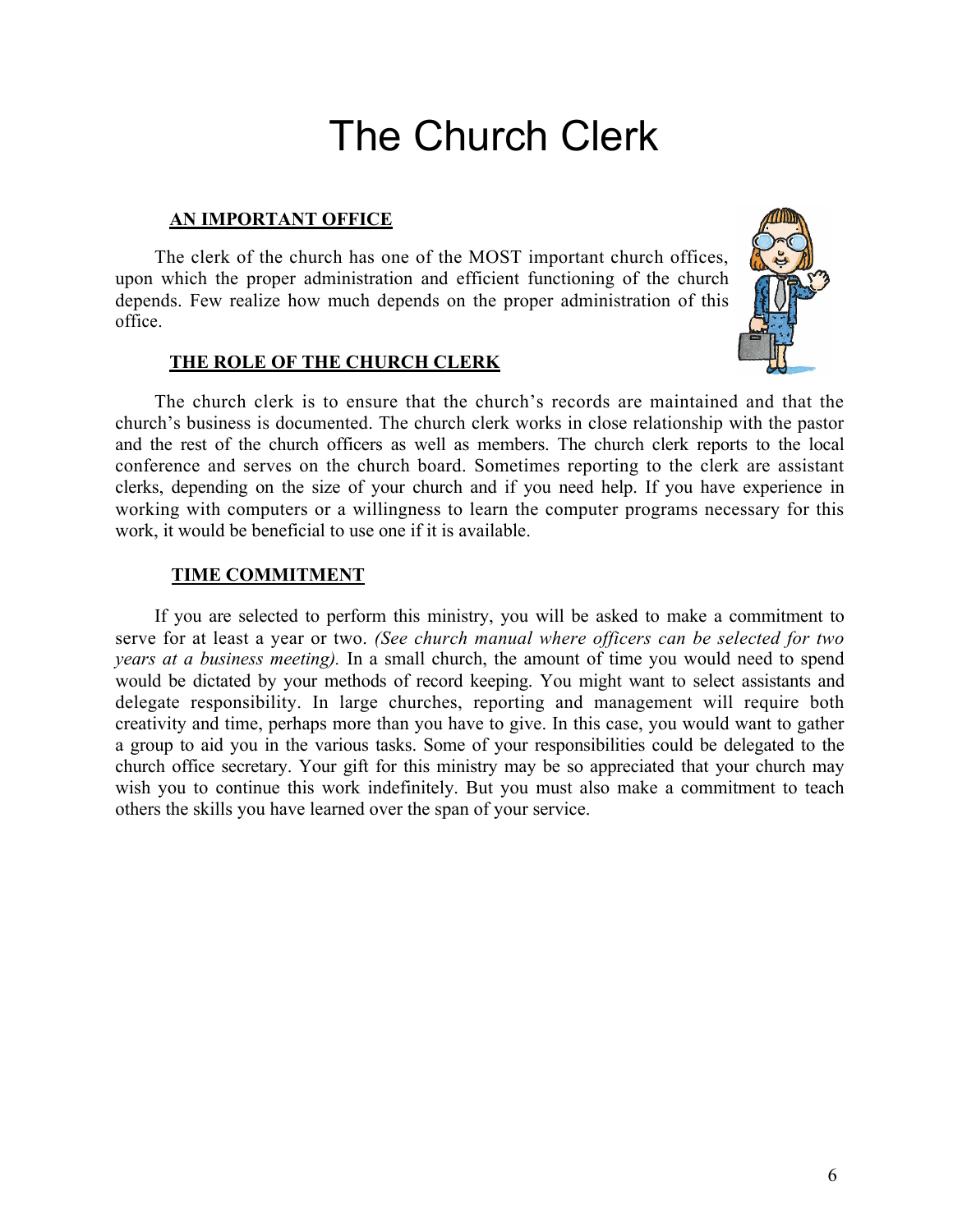# The Church Clerk

**AN IMPORTANT OFFICE**

The clerk of the church has one of the MOST important church offices, upon which the proper administration and efficient functioning of the church depends. Few realize how much depends on the proper administration of this office.

**THE ROLE OF THE CHURCH CLERK**

The church clerk is to ensure that the church's records are maintained and that the church's business is documented. The church clerk works in close relationship with the pastor and the rest of the church officers as well as members. The church clerk reports to the local conference and serves on the church board. Sometimes reporting to the clerk are assistant clerks, depending on the size of your church and if you need help. If you have experience in working with computers or a willingness to learn the computer programs necessary for this work, it would be beneficial to use one if it is available.

**TIME COMMITMENT**

If you are selected to perform this ministry, you will be asked to make a commitment to serve for at least a year or two. *(See church manual where officers can be selected for two years at a business meeting).* In a small church, the amount of time you would need to spend would be dictated by your methods of record keeping. You might want to select assistants and delegate responsibility. In large churches, reporting and management will require both creativity and time, perhaps more than you have to give. In this case, you would want to gather a group to aid you in the various tasks. Some of your responsibilities could be delegated to the church office secretary. Your gift for this ministry may be so appreciated that your church may wish you to continue this work indefinitely. But you must also make a commitment to teach others the skills you have learned over the span of your service.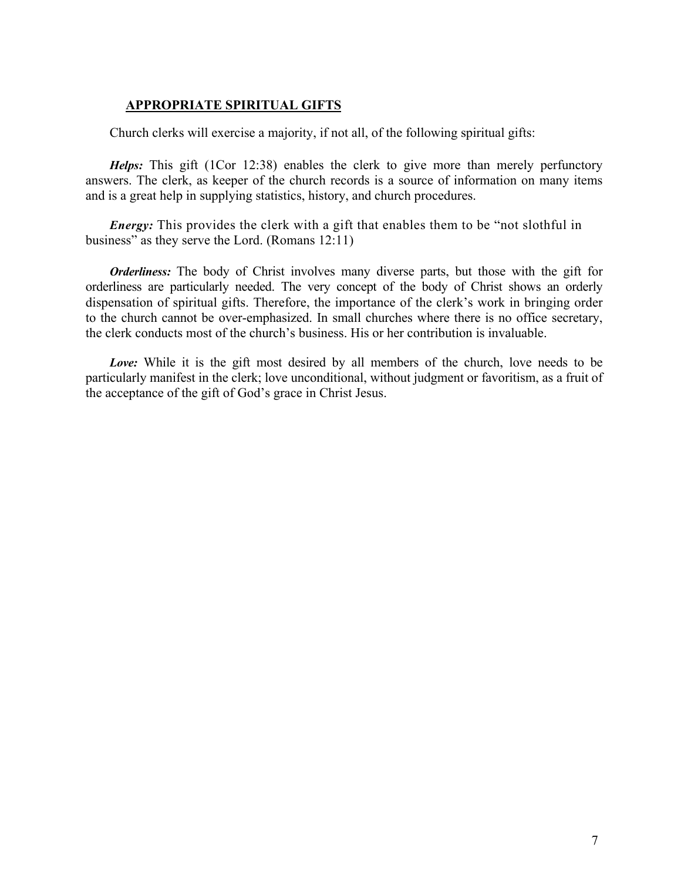## APPROPRIATE SPIRITUAL GIFTS

Church clerks will exercise a majority, if not all, of the following spiritual gifts:

***Helps:*** This gift (1Cor 12:38) enables the clerk to give more than merely perfunctory answers. The clerk, as keeper of the church records is a source of information on many items and is a great help in supplying statistics, history, and church procedures.

***Energy:*** This provides the clerk with a gift that enables them to be "not slothful in business" as they serve the Lord. (Romans 12:11)

***Orderliness:*** The body of Christ involves many diverse parts, but those with the gift for orderliness are particularly needed. The very concept of the body of Christ shows an orderly dispensation of spiritual gifts. Therefore, the importance of the clerk's work in bringing order to the church cannot be over-emphasized. In small churches where there is no office secretary, the clerk conducts most of the church's business. His or her contribution is invaluable.

***Love:*** While it is the gift most desired by all members of the church, love needs to be particularly manifest in the clerk; love unconditional, without judgment or favoritism, as a fruit of the acceptance of the gift of God's grace in Christ Jesus.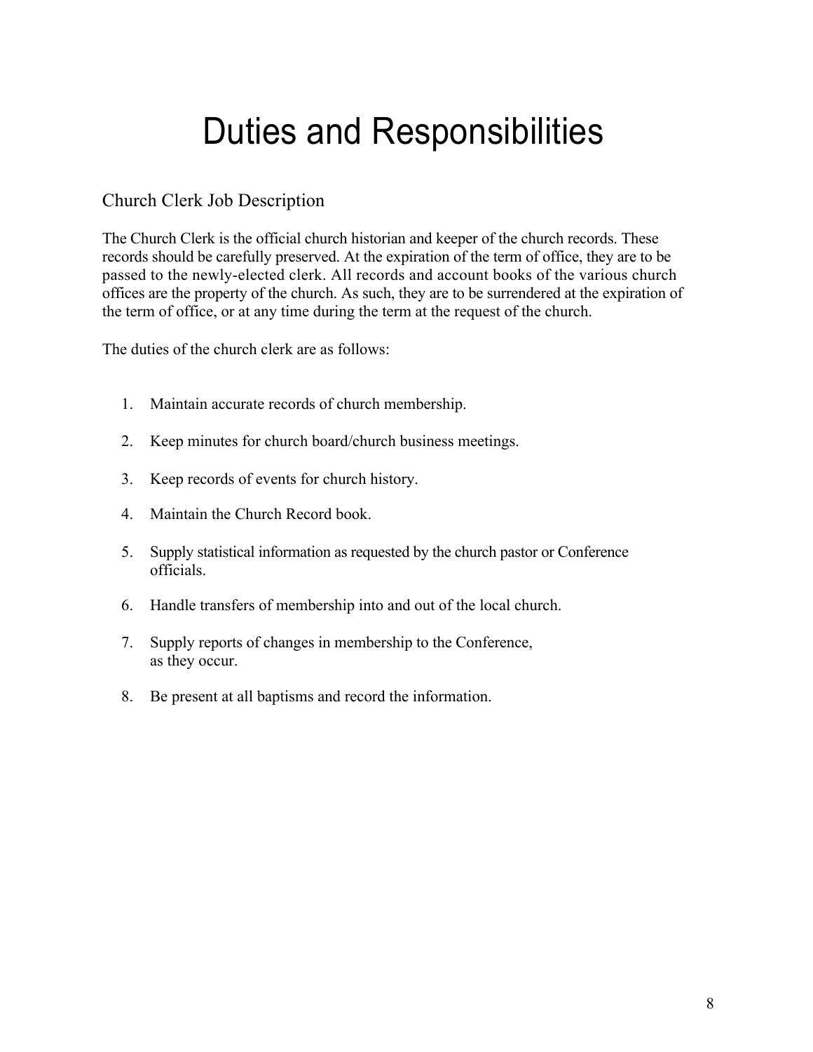# Duties and Responsibilities

## Church Clerk Job Description

The Church Clerk is the official church historian and keeper of the church records. These records should be carefully preserved. At the expiration of the term of office, they are to be passed to the newly-elected clerk. All records and account books of the various church offices are the property of the church. As such, they are to be surrendered at the expiration of the term of office, or at any time during the term at the request of the church.

The duties of the church clerk are as follows:

1. Maintain accurate records of church membership.
2. Keep minutes for church board/church business meetings.
3. Keep records of events for church history.
4. Maintain the Church Record book.
5. Supply statistical information as requested by the church pastor or Conference officials.
6. Handle transfers of membership into and out of the local church.
7. Supply reports of changes in membership to the Conference, as they occur.
8. Be present at all baptisms and record the information.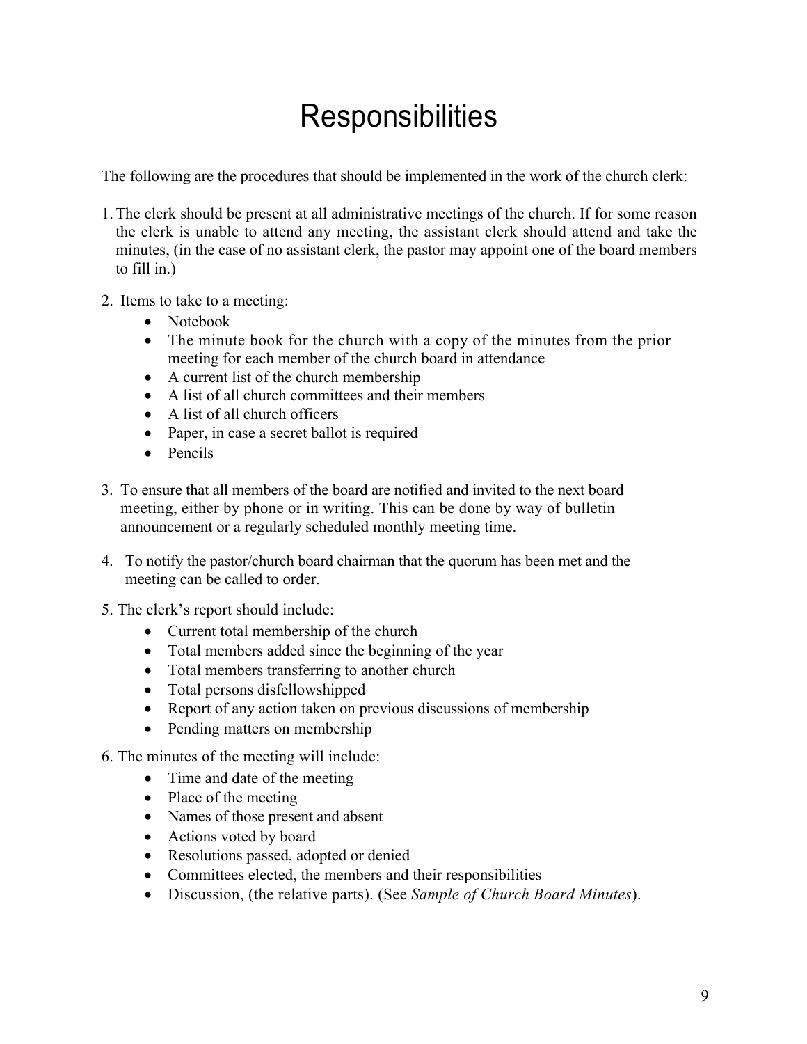# Responsibilities

The following are the procedures that should be implemented in the work of the church clerk:

1. The clerk should be present at all administrative meetings of the church. If for some reason the clerk is unable to attend any meeting, the assistant clerk should attend and take the minutes, (in the case of no assistant clerk, the pastor may appoint one of the board members to fill in.)

2. Items to take to a meeting:
   - Notebook
   - The minute book for the church with a copy of the minutes from the prior meeting for each member of the church board in attendance
   - A current list of the church membership
   - A list of all church committees and their members
   - A list of all church officers
   - Paper, in case a secret ballot is required
   - Pencils

3. To ensure that all members of the board are notified and invited to the next board meeting, either by phone or in writing. This can be done by way of bulletin announcement or a regularly scheduled monthly meeting time.

4. To notify the pastor/church board chairman that the quorum has been met and the meeting can be called to order.

5. The clerk's report should include:
   - Current total membership of the church
   - Total members added since the beginning of the year
   - Total members transferring to another church
   - Total persons disfellowshipped
   - Report of any action taken on previous discussions of membership
   - Pending matters on membership

6. The minutes of the meeting will include:
   - Time and date of the meeting
   - Place of the meeting
   - Names of those present and absent
   - Actions voted by board
   - Resolutions passed, adopted or denied
   - Committees elected, the members and their responsibilities
   - Discussion, (the relative parts). (See *Sample of Church Board Minutes*).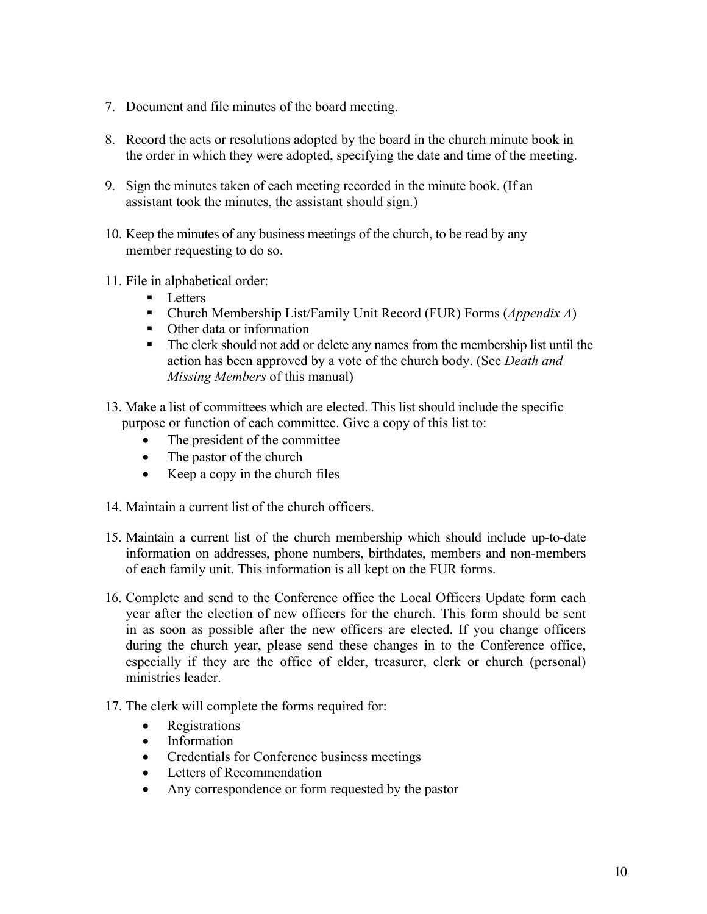7. Document and file minutes of the board meeting.

8. Record the acts or resolutions adopted by the board in the church minute book in the order in which they were adopted, specifying the date and time of the meeting.

9. Sign the minutes taken of each meeting recorded in the minute book. (If an assistant took the minutes, the assistant should sign.)

10. Keep the minutes of any business meetings of the church, to be read by any member requesting to do so.

11. File in alphabetical order:
    - Letters
    - Church Membership List/Family Unit Record (FUR) Forms (*Appendix A*)
    - Other data or information
    - The clerk should not add or delete any names from the membership list until the action has been approved by a vote of the church body. (See *Death and Missing Members* of this manual)

13. Make a list of committees which are elected. This list should include the specific purpose or function of each committee. Give a copy of this list to:
    - The president of the committee
    - The pastor of the church
    - Keep a copy in the church files

14. Maintain a current list of the church officers.

15. Maintain a current list of the church membership which should include up-to-date information on addresses, phone numbers, birthdates, members and non-members of each family unit. This information is all kept on the FUR forms.

16. Complete and send to the Conference office the Local Officers Update form each year after the election of new officers for the church. This form should be sent in as soon as possible after the new officers are elected. If you change officers during the church year, please send these changes in to the Conference office, especially if they are the office of elder, treasurer, clerk or church (personal) ministries leader.

17. The clerk will complete the forms required for:
    - Registrations
    - Information
    - Credentials for Conference business meetings
    - Letters of Recommendation
    - Any correspondence or form requested by the pastor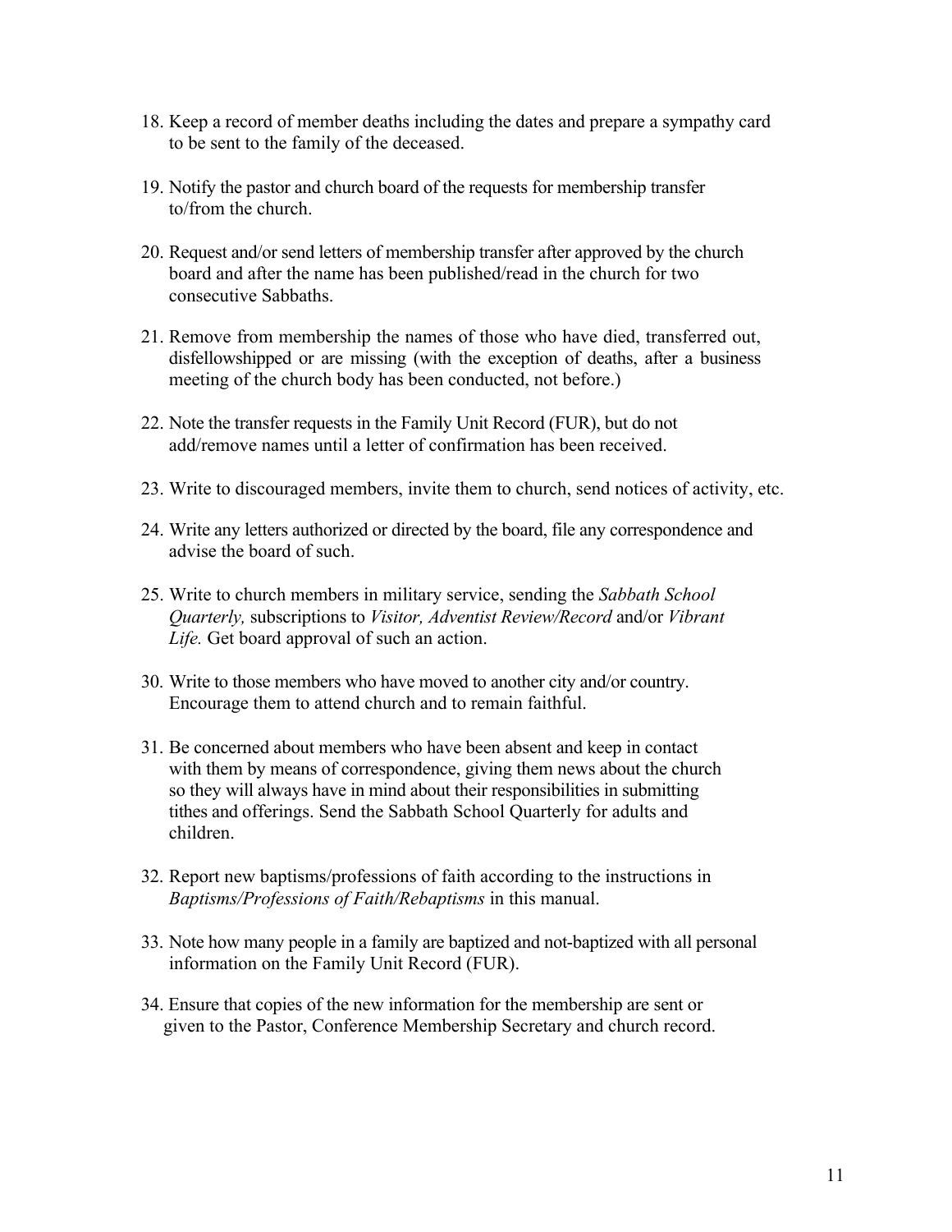18. Keep a record of member deaths including the dates and prepare a sympathy card to be sent to the family of the deceased.

19. Notify the pastor and church board of the requests for membership transfer to/from the church.

20. Request and/or send letters of membership transfer after approved by the church board and after the name has been published/read in the church for two consecutive Sabbaths.

21. Remove from membership the names of those who have died, transferred out, disfellowshipped or are missing (with the exception of deaths, after a business meeting of the church body has been conducted, not before.)

22. Note the transfer requests in the Family Unit Record (FUR), but do not add/remove names until a letter of confirmation has been received.

23. Write to discouraged members, invite them to church, send notices of activity, etc.

24. Write any letters authorized or directed by the board, file any correspondence and advise the board of such.

25. Write to church members in military service, sending the *Sabbath School Quarterly,* subscriptions to *Visitor, Adventist Review/Record* and/or *Vibrant Life.* Get board approval of such an action.

30. Write to those members who have moved to another city and/or country. Encourage them to attend church and to remain faithful.

31. Be concerned about members who have been absent and keep in contact with them by means of correspondence, giving them news about the church so they will always have in mind about their responsibilities in submitting tithes and offerings. Send the Sabbath School Quarterly for adults and children.

32. Report new baptisms/professions of faith according to the instructions in *Baptisms/Professions of Faith/Rebaptisms* in this manual.

33. Note how many people in a family are baptized and not-baptized with all personal information on the Family Unit Record (FUR).

34. Ensure that copies of the new information for the membership are sent or given to the Pastor, Conference Membership Secretary and church record.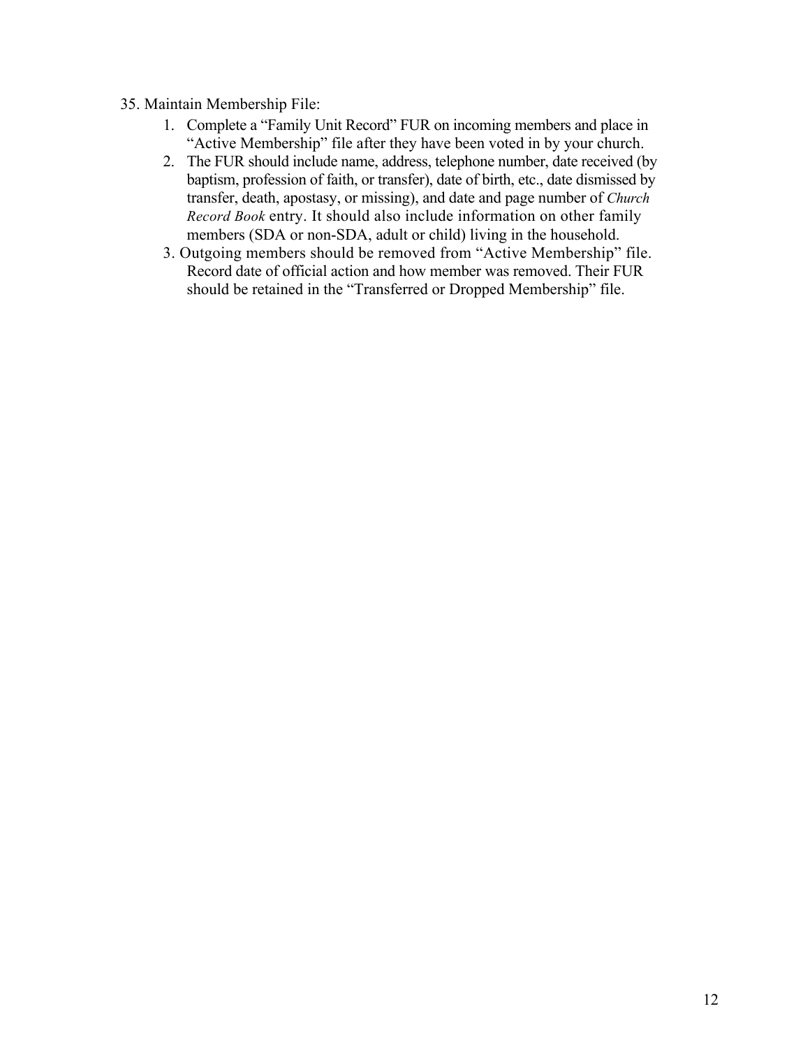35. Maintain Membership File:

1. Complete a "Family Unit Record" FUR on incoming members and place in "Active Membership" file after they have been voted in by your church.
2. The FUR should include name, address, telephone number, date received (by baptism, profession of faith, or transfer), date of birth, etc., date dismissed by transfer, death, apostasy, or missing), and date and page number of *Church Record Book* entry. It should also include information on other family members (SDA or non-SDA, adult or child) living in the household.
3. Outgoing members should be removed from "Active Membership" file. Record date of official action and how member was removed. Their FUR should be retained in the "Transferred or Dropped Membership" file.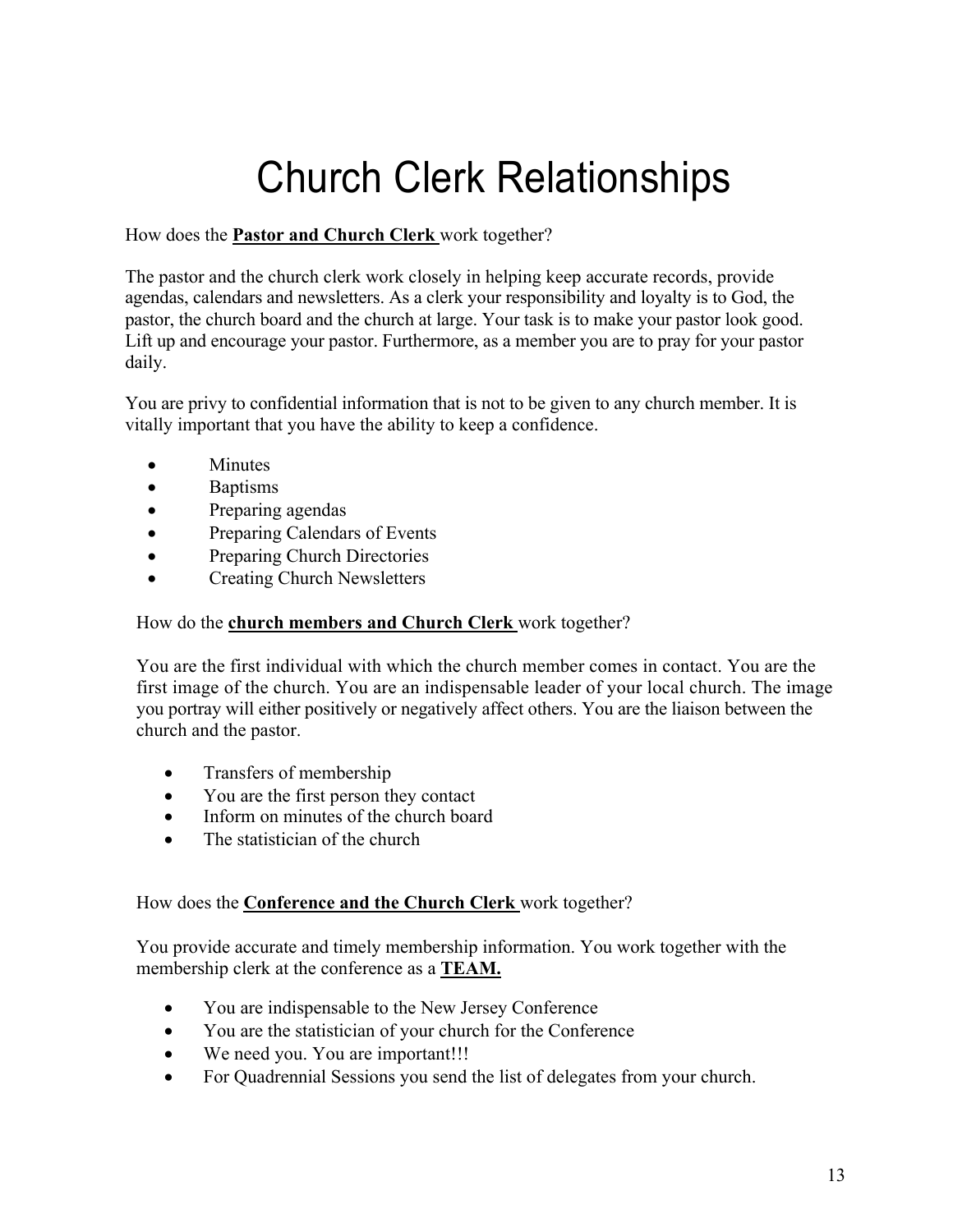# Church Clerk Relationships

How does the **Pastor and Church Clerk** work together?

The pastor and the church clerk work closely in helping keep accurate records, provide agendas, calendars and newsletters. As a clerk your responsibility and loyalty is to God, the pastor, the church board and the church at large. Your task is to make your pastor look good. Lift up and encourage your pastor. Furthermore, as a member you are to pray for your pastor daily.

You are privy to confidential information that is not to be given to any church member. It is vitally important that you have the ability to keep a confidence.

- Minutes
- Baptisms
- Preparing agendas
- Preparing Calendars of Events
- Preparing Church Directories
- Creating Church Newsletters

How do the **church members and Church Clerk** work together?

You are the first individual with which the church member comes in contact. You are the first image of the church. You are an indispensable leader of your local church. The image you portray will either positively or negatively affect others. You are the liaison between the church and the pastor.

- Transfers of membership
- You are the first person they contact
- Inform on minutes of the church board
- The statistician of the church

How does the **Conference and the Church Clerk** work together?

You provide accurate and timely membership information. You work together with the membership clerk at the conference as a **TEAM.**

- You are indispensable to the New Jersey Conference
- You are the statistician of your church for the Conference
- We need you. You are important!!!
- For Quadrennial Sessions you send the list of delegates from your church.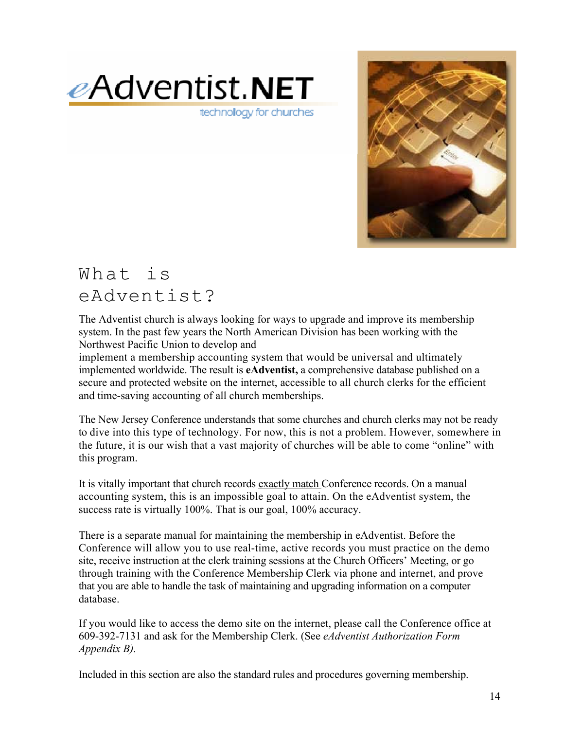eAdventist.NET

technology for churches

# What is eAdventist?

The Adventist church is always looking for ways to upgrade and improve its membership system. In the past few years the North American Division has been working with the Northwest Pacific Union to develop and implement a membership accounting system that would be universal and ultimately implemented worldwide. The result is **eAdventist,** a comprehensive database published on a secure and protected website on the internet, accessible to all church clerks for the efficient and time-saving accounting of all church memberships.

The New Jersey Conference understands that some churches and church clerks may not be ready to dive into this type of technology. For now, this is not a problem. However, somewhere in the future, it is our wish that a vast majority of churches will be able to come "online" with this program.

It is vitally important that church records exactly match Conference records. On a manual accounting system, this is an impossible goal to attain. On the eAdventist system, the success rate is virtually 100%. That is our goal, 100% accuracy.

There is a separate manual for maintaining the membership in eAdventist. Before the Conference will allow you to use real-time, active records you must practice on the demo site, receive instruction at the clerk training sessions at the Church Officers' Meeting, or go through training with the Conference Membership Clerk via phone and internet, and prove that you are able to handle the task of maintaining and upgrading information on a computer database.

If you would like to access the demo site on the internet, please call the Conference office at 609-392-7131 and ask for the Membership Clerk. (See *eAdventist Authorization Form Appendix B).*

Included in this section are also the standard rules and procedures governing membership.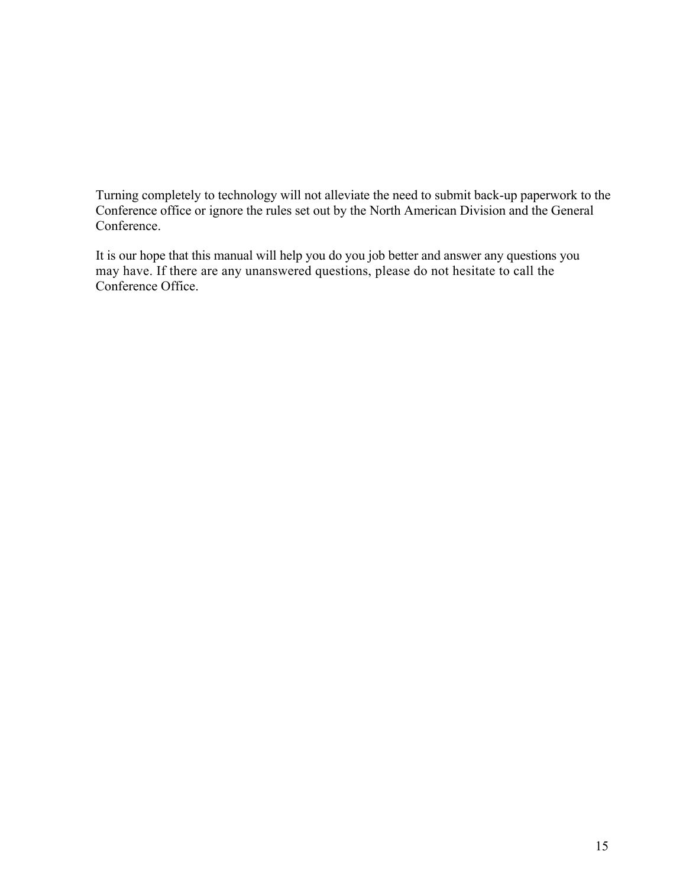Turning completely to technology will not alleviate the need to submit back-up paperwork to the Conference office or ignore the rules set out by the North American Division and the General Conference.

It is our hope that this manual will help you do you job better and answer any questions you may have. If there are any unanswered questions, please do not hesitate to call the Conference Office.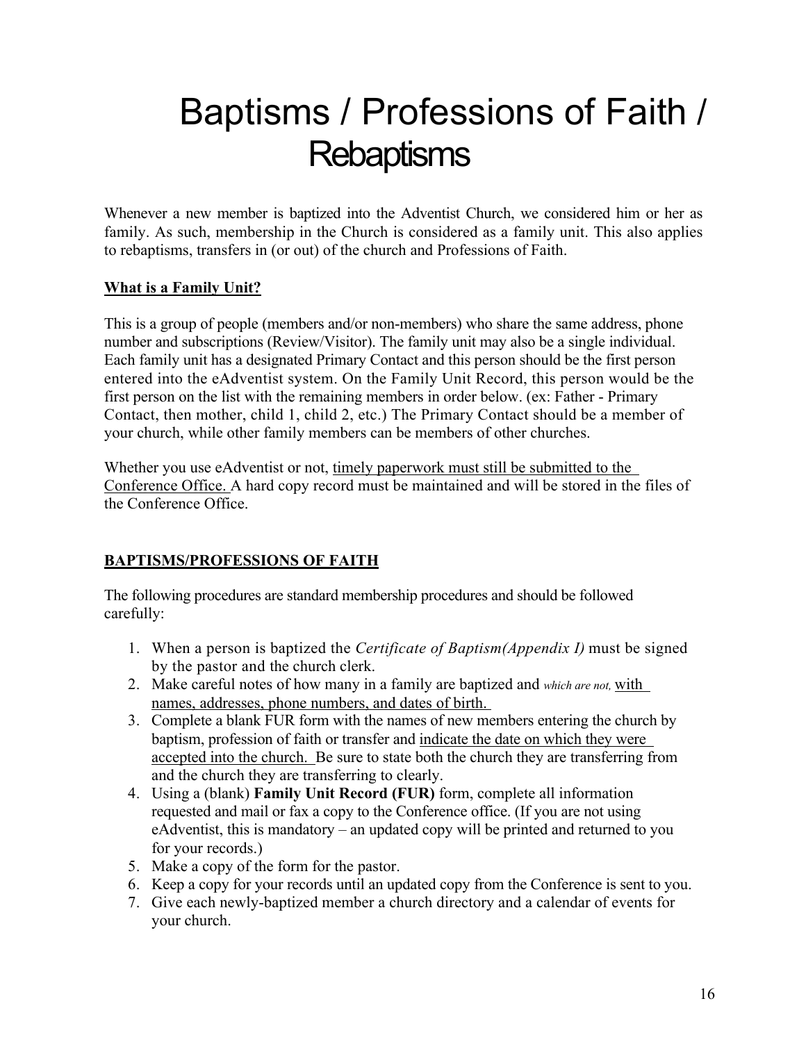# Baptisms / Professions of Faith / Rebaptisms

Whenever a new member is baptized into the Adventist Church, we considered him or her as family. As such, membership in the Church is considered as a family unit. This also applies to rebaptisms, transfers in (or out) of the church and Professions of Faith.

**<u>What is a Family Unit?</u>**

This is a group of people (members and/or non-members) who share the same address, phone number and subscriptions (Review/Visitor). The family unit may also be a single individual. Each family unit has a designated Primary Contact and this person should be the first person entered into the eAdventist system. On the Family Unit Record, this person would be the first person on the list with the remaining members in order below. (ex: Father - Primary Contact, then mother, child 1, child 2, etc.) The Primary Contact should be a member of your church, while other family members can be members of other churches.

Whether you use eAdventist or not, <u>timely paperwork must still be submitted to the Conference Office.</u> A hard copy record must be maintained and will be stored in the files of the Conference Office.

**<u>BAPTISMS/PROFESSIONS OF FAITH</u>**

The following procedures are standard membership procedures and should be followed carefully:

1. When a person is baptized the *Certificate of Baptism(Appendix I)* must be signed by the pastor and the church clerk.
2. Make careful notes of how many in a family are baptized and *which are not,* <u>with names, addresses, phone numbers, and dates of birth.</u>
3. Complete a blank FUR form with the names of new members entering the church by baptism, profession of faith or transfer and <u>indicate the date on which they were accepted into the church.</u> Be sure to state both the church they are transferring from and the church they are transferring to clearly.
4. Using a (blank) **Family Unit Record (FUR)** form, complete all information requested and mail or fax a copy to the Conference office. (If you are not using eAdventist, this is mandatory – an updated copy will be printed and returned to you for your records.)
5. Make a copy of the form for the pastor.
6. Keep a copy for your records until an updated copy from the Conference is sent to you.
7. Give each newly-baptized member a church directory and a calendar of events for your church.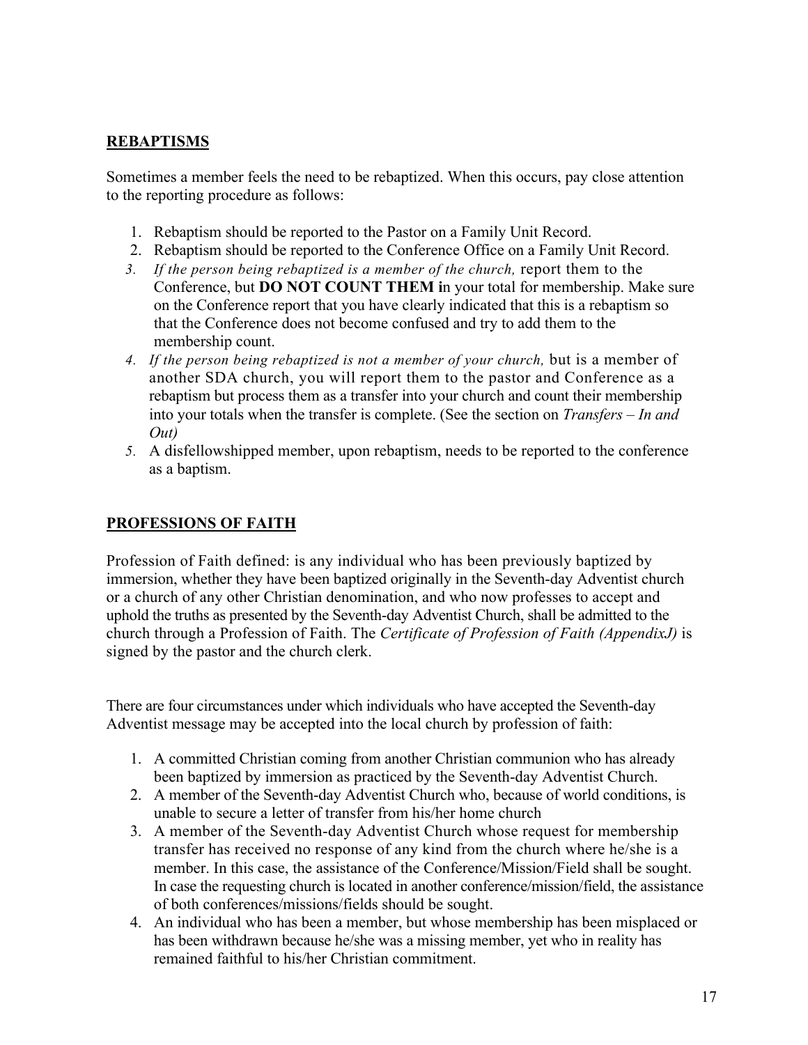## REBAPTISMS

Sometimes a member feels the need to be rebaptized. When this occurs, pay close attention to the reporting procedure as follows:

1. Rebaptism should be reported to the Pastor on a Family Unit Record.
2. Rebaptism should be reported to the Conference Office on a Family Unit Record.
3. *If the person being rebaptized is a member of the church,* report them to the Conference, but **DO NOT COUNT THEM i**n your total for membership. Make sure on the Conference report that you have clearly indicated that this is a rebaptism so that the Conference does not become confused and try to add them to the membership count.
4. *If the person being rebaptized is not a member of your church,* but is a member of another SDA church, you will report them to the pastor and Conference as a rebaptism but process them as a transfer into your church and count their membership into your totals when the transfer is complete. (See the section on *Transfers – In and Out)*
5. A disfellowshipped member, upon rebaptism, needs to be reported to the conference as a baptism.

## PROFESSIONS OF FAITH

Profession of Faith defined: is any individual who has been previously baptized by immersion, whether they have been baptized originally in the Seventh-day Adventist church or a church of any other Christian denomination, and who now professes to accept and uphold the truths as presented by the Seventh-day Adventist Church, shall be admitted to the church through a Profession of Faith. The *Certificate of Profession of Faith (AppendixJ)* is signed by the pastor and the church clerk.

There are four circumstances under which individuals who have accepted the Seventh-day Adventist message may be accepted into the local church by profession of faith:

1. A committed Christian coming from another Christian communion who has already been baptized by immersion as practiced by the Seventh-day Adventist Church.
2. A member of the Seventh-day Adventist Church who, because of world conditions, is unable to secure a letter of transfer from his/her home church
3. A member of the Seventh-day Adventist Church whose request for membership transfer has received no response of any kind from the church where he/she is a member. In this case, the assistance of the Conference/Mission/Field shall be sought. In case the requesting church is located in another conference/mission/field, the assistance of both conferences/missions/fields should be sought.
4. An individual who has been a member, but whose membership has been misplaced or has been withdrawn because he/she was a missing member, yet who in reality has remained faithful to his/her Christian commitment.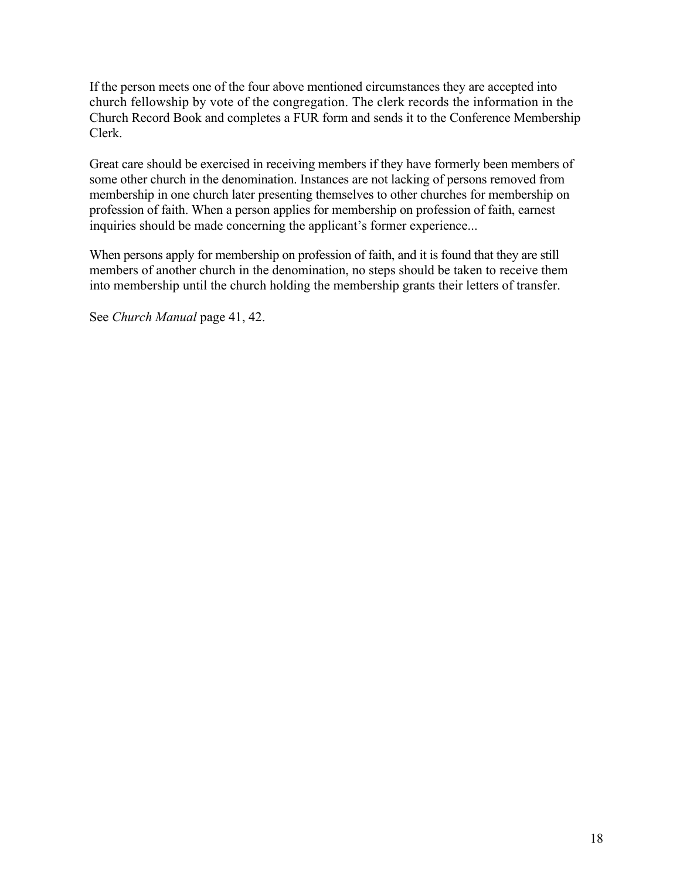If the person meets one of the four above mentioned circumstances they are accepted into church fellowship by vote of the congregation. The clerk records the information in the Church Record Book and completes a FUR form and sends it to the Conference Membership Clerk.

Great care should be exercised in receiving members if they have formerly been members of some other church in the denomination. Instances are not lacking of persons removed from membership in one church later presenting themselves to other churches for membership on profession of faith. When a person applies for membership on profession of faith, earnest inquiries should be made concerning the applicant's former experience...

When persons apply for membership on profession of faith, and it is found that they are still members of another church in the denomination, no steps should be taken to receive them into membership until the church holding the membership grants their letters of transfer.

See *Church Manual* page 41, 42.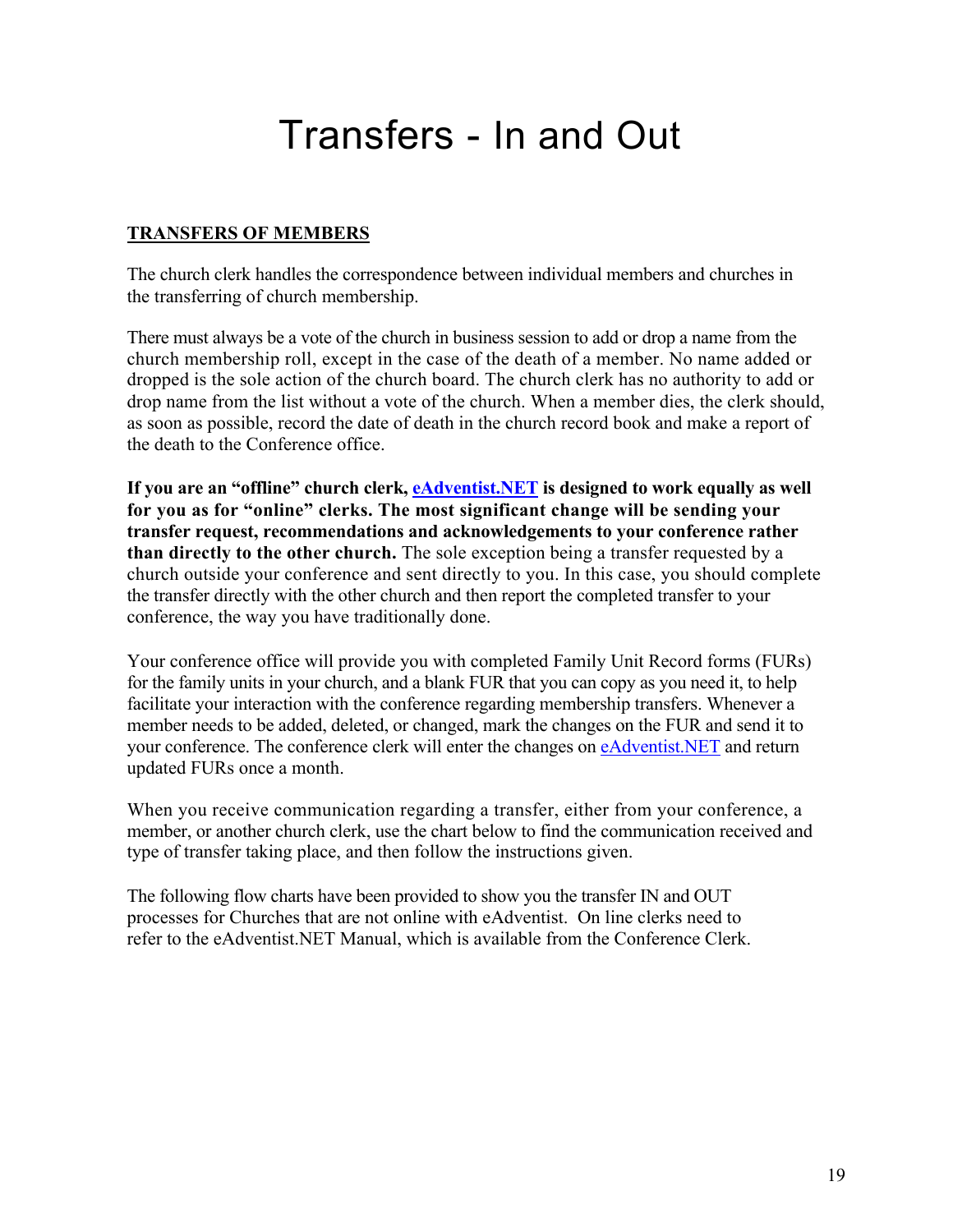# Transfers - In and Out

**<u>TRANSFERS OF MEMBERS</u>**

The church clerk handles the correspondence between individual members and churches in the transferring of church membership.

There must always be a vote of the church in business session to add or drop a name from the church membership roll, except in the case of the death of a member. No name added or dropped is the sole action of the church board. The church clerk has no authority to add or drop name from the list without a vote of the church. When a member dies, the clerk should, as soon as possible, record the date of death in the church record book and make a report of the death to the Conference office.

**If you are an "offline" church clerk, [eAdventist.NET](eAdventist.NET) is designed to work equally as well for you as for "online" clerks. The most significant change will be sending your transfer request, recommendations and acknowledgements to your conference rather than directly to the other church.** The sole exception being a transfer requested by a church outside your conference and sent directly to you. In this case, you should complete the transfer directly with the other church and then report the completed transfer to your conference, the way you have traditionally done.

Your conference office will provide you with completed Family Unit Record forms (FURs) for the family units in your church, and a blank FUR that you can copy as you need it, to help facilitate your interaction with the conference regarding membership transfers. Whenever a member needs to be added, deleted, or changed, mark the changes on the FUR and send it to your conference. The conference clerk will enter the changes on [eAdventist.NET](eAdventist.NET) and return updated FURs once a month.

When you receive communication regarding a transfer, either from your conference, a member, or another church clerk, use the chart below to find the communication received and type of transfer taking place, and then follow the instructions given.

The following flow charts have been provided to show you the transfer IN and OUT processes for Churches that are not online with eAdventist. On line clerks need to refer to the eAdventist.NET Manual, which is available from the Conference Clerk.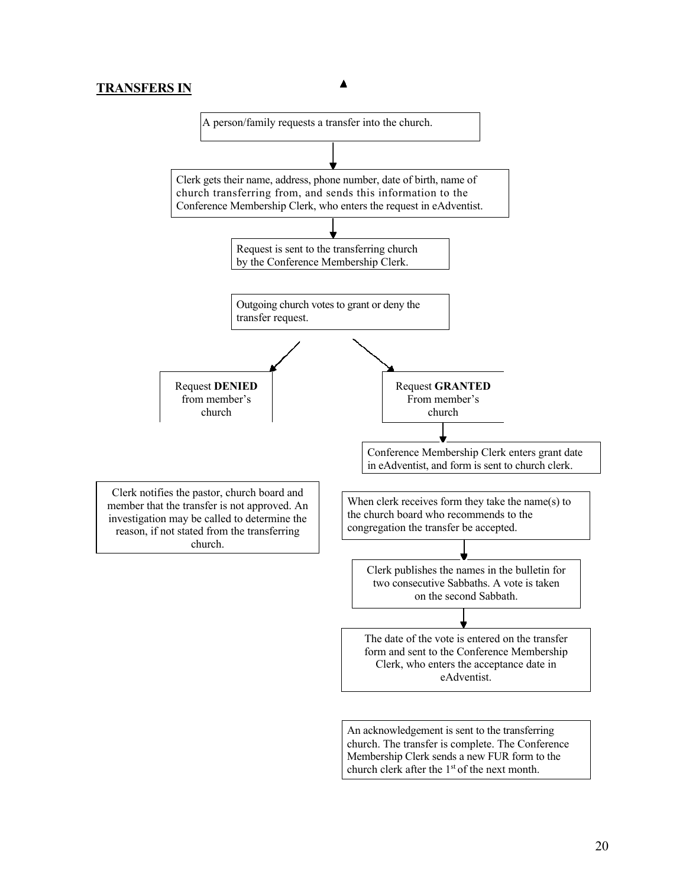## TRANSFERS IN

A person/family requests a transfer into the church.

↓

Clerk gets their name, address, phone number, date of birth, name of church transferring from, and sends this information to the Conference Membership Clerk, who enters the request in eAdventist.

↓

Request is sent to the transferring church by the Conference Membership Clerk.

Outgoing church votes to grant or deny the transfer request.

**If Request DENIED from member's church:**

Clerk notifies the pastor, church board and member that the transfer is not approved. An investigation may be called to determine the reason, if not stated from the transferring church.

**If Request GRANTED From member's church:**

↓

Conference Membership Clerk enters grant date in eAdventist, and form is sent to church clerk.

When clerk receives form they take the name(s) to the church board who recommends to the congregation the transfer be accepted.

↓

Clerk publishes the names in the bulletin for two consecutive Sabbaths. A vote is taken on the second Sabbath.

↓

The date of the vote is entered on the transfer form and sent to the Conference Membership Clerk, who enters the acceptance date in eAdventist.

An acknowledgement is sent to the transferring church. The transfer is complete. The Conference Membership Clerk sends a new FUR form to the church clerk after the 1st of the next month.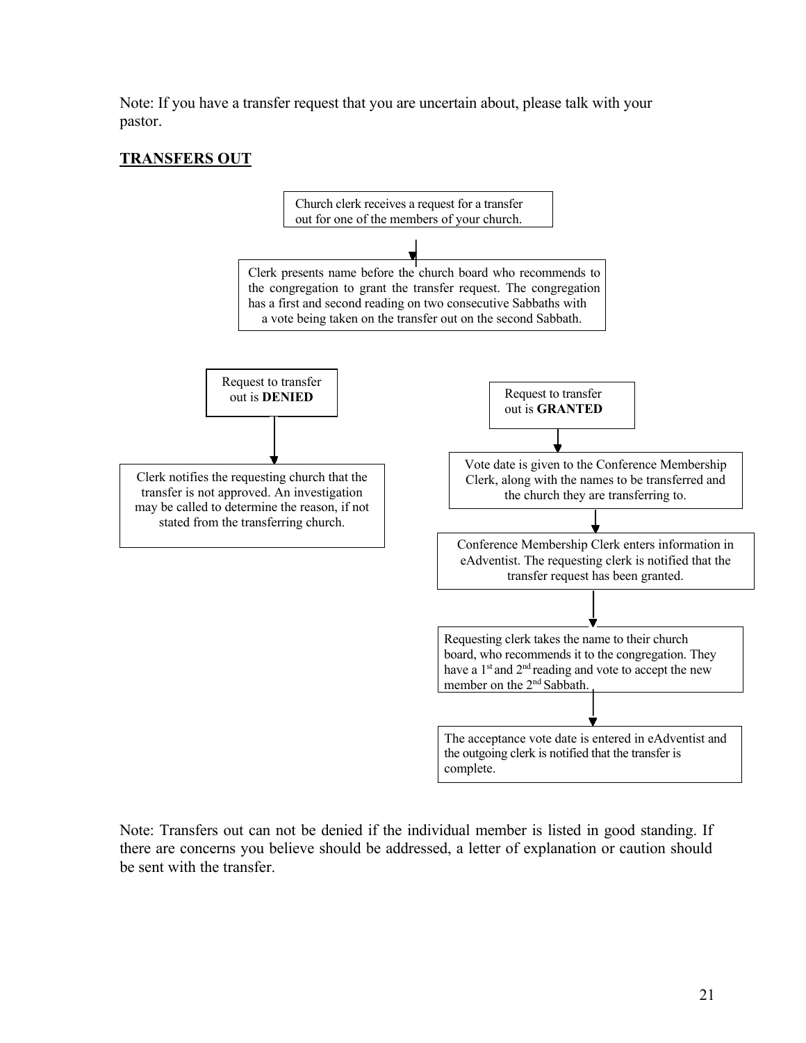Note: If you have a transfer request that you are uncertain about, please talk with your pastor.

**TRANSFERS OUT**

Church clerk receives a request for a transfer out for one of the members of your church.

↓

Clerk presents name before the church board who recommends to the congregation to grant the transfer request. The congregation has a first and second reading on two consecutive Sabbaths with a vote being taken on the transfer out on the second Sabbath.

Request to transfer out is **DENIED**

↓

Clerk notifies the requesting church that the transfer is not approved. An investigation may be called to determine the reason, if not stated from the transferring church.

Request to transfer out is **GRANTED**

↓

Vote date is given to the Conference Membership Clerk, along with the names to be transferred and the church they are transferring to.

↓

Conference Membership Clerk enters information in eAdventist. The requesting clerk is notified that the transfer request has been granted.

↓

Requesting clerk takes the name to their church board, who recommends it to the congregation. They have a 1st and 2nd reading and vote to accept the new member on the 2nd Sabbath.

↓

The acceptance vote date is entered in eAdventist and the outgoing clerk is notified that the transfer is complete.

Note: Transfers out can not be denied if the individual member is listed in good standing. If there are concerns you believe should be addressed, a letter of explanation or caution should be sent with the transfer.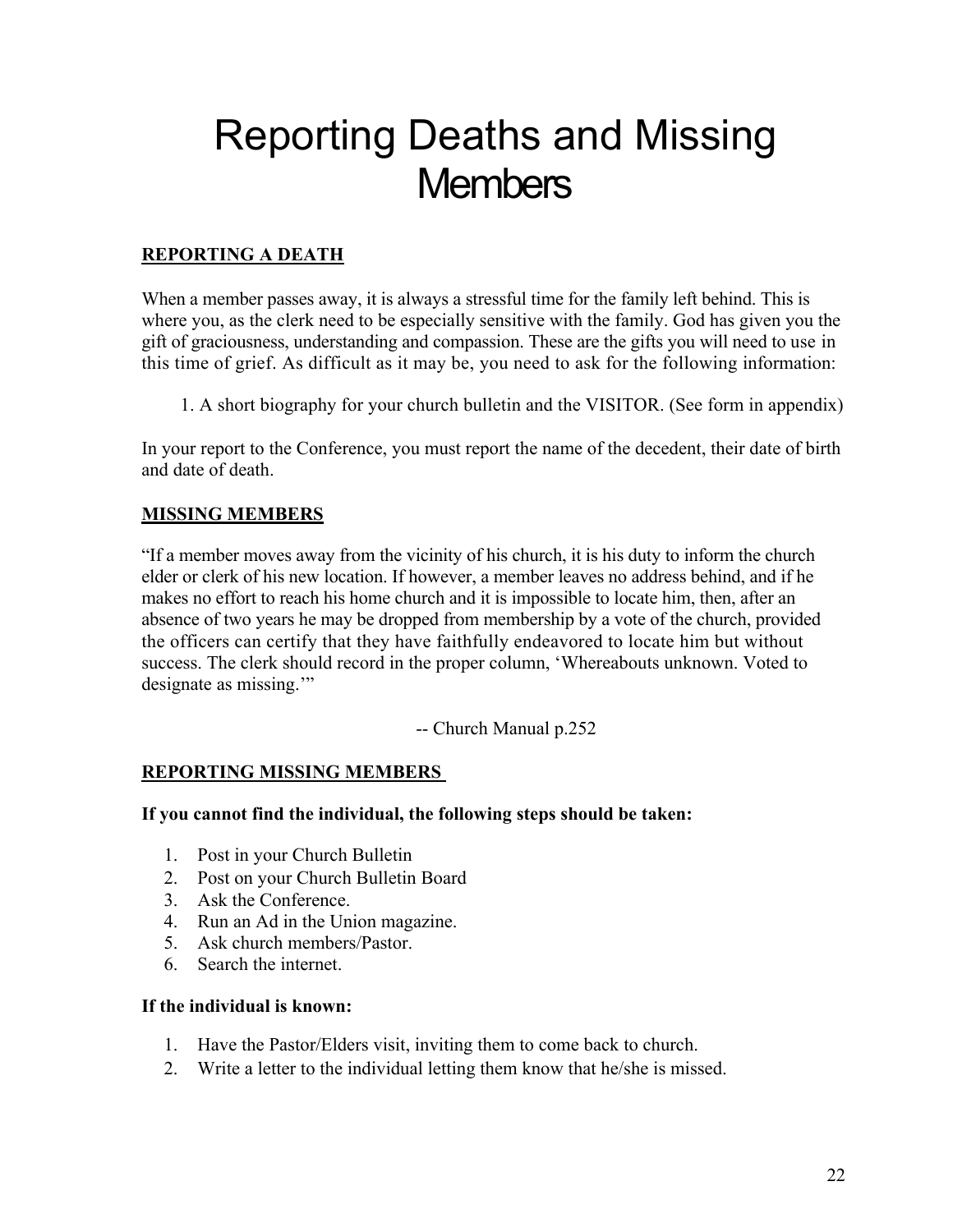# Reporting Deaths and Missing Members

## REPORTING A DEATH

When a member passes away, it is always a stressful time for the family left behind. This is where you, as the clerk need to be especially sensitive with the family. God has given you the gift of graciousness, understanding and compassion. These are the gifts you will need to use in this time of grief. As difficult as it may be, you need to ask for the following information:

1. A short biography for your church bulletin and the VISITOR. (See form in appendix)

In your report to the Conference, you must report the name of the decedent, their date of birth and date of death.

## MISSING MEMBERS

"If a member moves away from the vicinity of his church, it is his duty to inform the church elder or clerk of his new location. If however, a member leaves no address behind, and if he makes no effort to reach his home church and it is impossible to locate him, then, after an absence of two years he may be dropped from membership by a vote of the church, provided the officers can certify that they have faithfully endeavored to locate him but without success. The clerk should record in the proper column, 'Whereabouts unknown. Voted to designate as missing.'"

-- Church Manual p.252

## REPORTING MISSING MEMBERS

**If you cannot find the individual, the following steps should be taken:**

1. Post in your Church Bulletin
2. Post on your Church Bulletin Board
3. Ask the Conference.
4. Run an Ad in the Union magazine.
5. Ask church members/Pastor.
6. Search the internet.

**If the individual is known:**

1. Have the Pastor/Elders visit, inviting them to come back to church.
2. Write a letter to the individual letting them know that he/she is missed.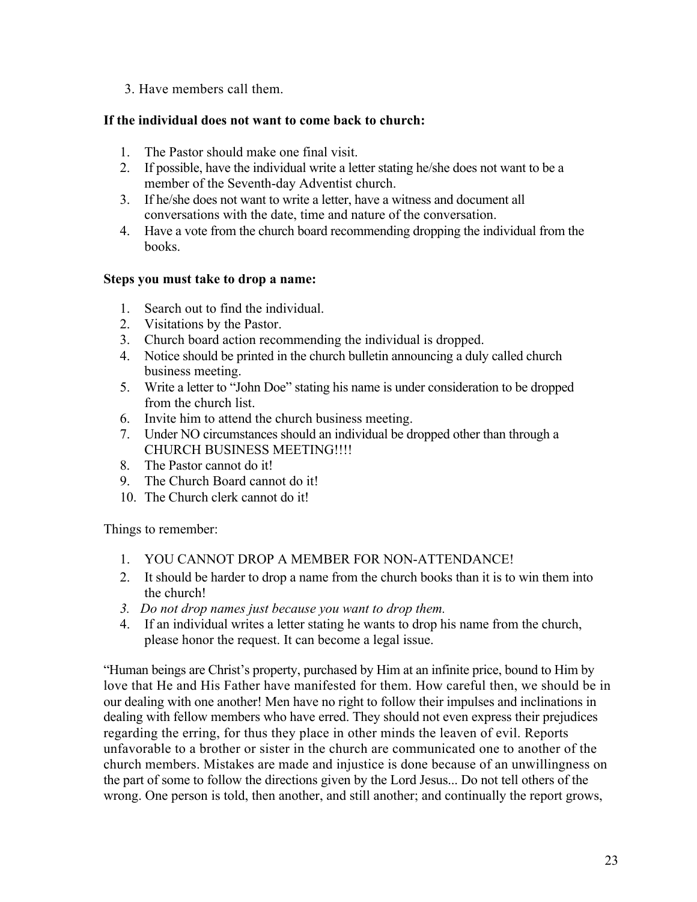3. Have members call them.

**If the individual does not want to come back to church:**

1. The Pastor should make one final visit.
2. If possible, have the individual write a letter stating he/she does not want to be a member of the Seventh-day Adventist church.
3. If he/she does not want to write a letter, have a witness and document all conversations with the date, time and nature of the conversation.
4. Have a vote from the church board recommending dropping the individual from the books.

**Steps you must take to drop a name:**

1. Search out to find the individual.
2. Visitations by the Pastor.
3. Church board action recommending the individual is dropped.
4. Notice should be printed in the church bulletin announcing a duly called church business meeting.
5. Write a letter to "John Doe" stating his name is under consideration to be dropped from the church list.
6. Invite him to attend the church business meeting.
7. Under NO circumstances should an individual be dropped other than through a CHURCH BUSINESS MEETING!!!!
8. The Pastor cannot do it!
9. The Church Board cannot do it!
10. The Church clerk cannot do it!

Things to remember:

1. YOU CANNOT DROP A MEMBER FOR NON-ATTENDANCE!
2. It should be harder to drop a name from the church books than it is to win them into the church!
3. *Do not drop names just because you want to drop them.*
4. If an individual writes a letter stating he wants to drop his name from the church, please honor the request. It can become a legal issue.

"Human beings are Christ's property, purchased by Him at an infinite price, bound to Him by love that He and His Father have manifested for them. How careful then, we should be in our dealing with one another! Men have no right to follow their impulses and inclinations in dealing with fellow members who have erred. They should not even express their prejudices regarding the erring, for thus they place in other minds the leaven of evil. Reports unfavorable to a brother or sister in the church are communicated one to another of the church members. Mistakes are made and injustice is done because of an unwillingness on the part of some to follow the directions given by the Lord Jesus... Do not tell others of the wrong. One person is told, then another, and still another; and continually the report grows,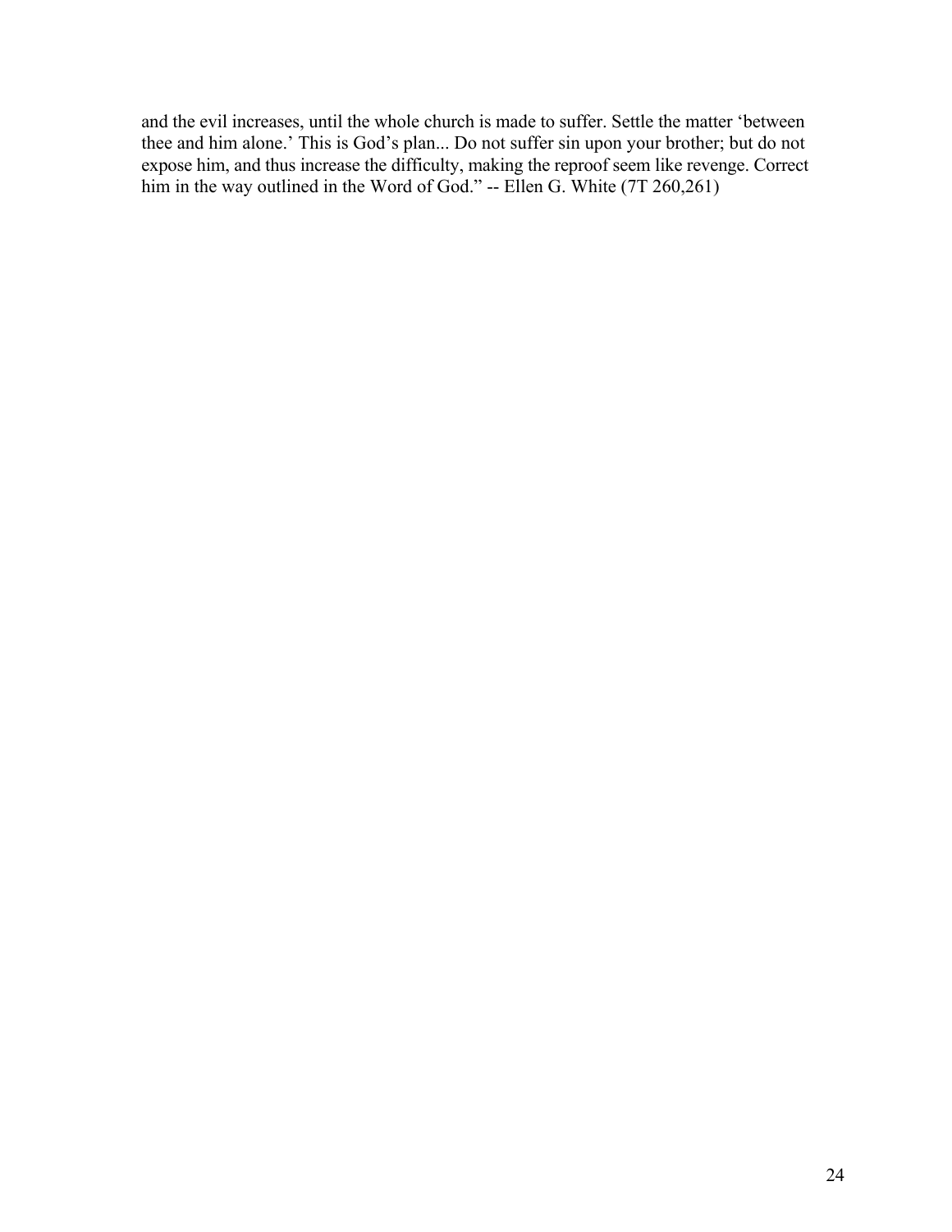and the evil increases, until the whole church is made to suffer. Settle the matter 'between thee and him alone.' This is God's plan... Do not suffer sin upon your brother; but do not expose him, and thus increase the difficulty, making the reproof seem like revenge. Correct him in the way outlined in the Word of God." -- Ellen G. White (7T 260,261)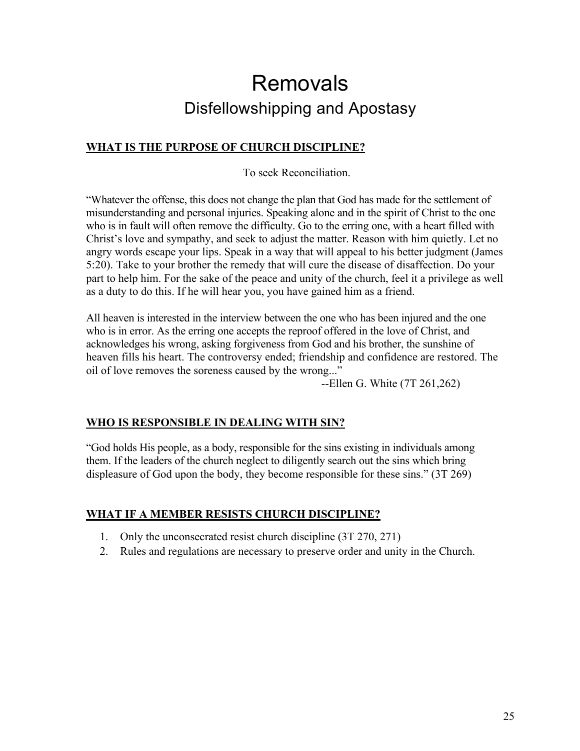# Removals

## Disfellowshipping and Apostasy

### WHAT IS THE PURPOSE OF CHURCH DISCIPLINE?

To seek Reconciliation.

"Whatever the offense, this does not change the plan that God has made for the settlement of misunderstanding and personal injuries. Speaking alone and in the spirit of Christ to the one who is in fault will often remove the difficulty. Go to the erring one, with a heart filled with Christ's love and sympathy, and seek to adjust the matter. Reason with him quietly. Let no angry words escape your lips. Speak in a way that will appeal to his better judgment (James 5:20). Take to your brother the remedy that will cure the disease of disaffection. Do your part to help him. For the sake of the peace and unity of the church, feel it a privilege as well as a duty to do this. If he will hear you, you have gained him as a friend.

All heaven is interested in the interview between the one who has been injured and the one who is in error. As the erring one accepts the reproof offered in the love of Christ, and acknowledges his wrong, asking forgiveness from God and his brother, the sunshine of heaven fills his heart. The controversy ended; friendship and confidence are restored. The oil of love removes the soreness caused by the wrong..."

--Ellen G. White (7T 261,262)

### WHO IS RESPONSIBLE IN DEALING WITH SIN?

"God holds His people, as a body, responsible for the sins existing in individuals among them. If the leaders of the church neglect to diligently search out the sins which bring displeasure of God upon the body, they become responsible for these sins." (3T 269)

### WHAT IF A MEMBER RESISTS CHURCH DISCIPLINE?

1. Only the unconsecrated resist church discipline (3T 270, 271)
2. Rules and regulations are necessary to preserve order and unity in the Church.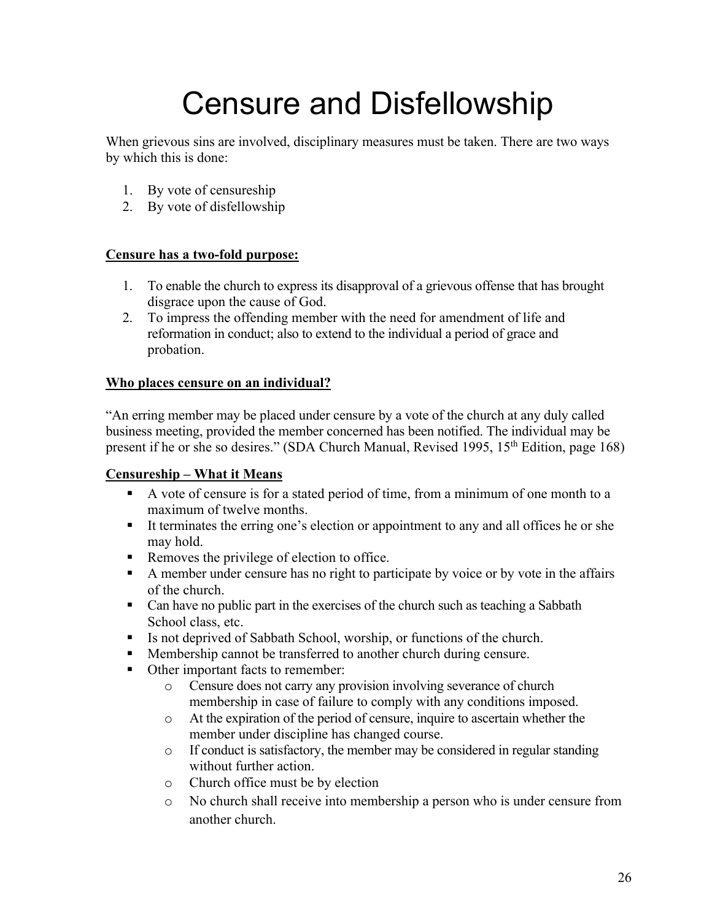# Censure and Disfellowship

When grievous sins are involved, disciplinary measures must be taken. There are two ways by which this is done:

1. By vote of censureship
2. By vote of disfellowship

**<u>Censure has a two-fold purpose:</u>**

1. To enable the church to express its disapproval of a grievous offense that has brought disgrace upon the cause of God.
2. To impress the offending member with the need for amendment of life and reformation in conduct; also to extend to the individual a period of grace and probation.

**<u>Who places censure on an individual?</u>**

"An erring member may be placed under censure by a vote of the church at any duly called business meeting, provided the member concerned has been notified. The individual may be present if he or she so desires." (SDA Church Manual, Revised 1995, 15th Edition, page 168)

**<u>Censureship – What it Means</u>**

- A vote of censure is for a stated period of time, from a minimum of one month to a maximum of twelve months.
- It terminates the erring one's election or appointment to any and all offices he or she may hold.
- Removes the privilege of election to office.
- A member under censure has no right to participate by voice or by vote in the affairs of the church.
- Can have no public part in the exercises of the church such as teaching a Sabbath School class, etc.
- Is not deprived of Sabbath School, worship, or functions of the church.
- Membership cannot be transferred to another church during censure.
- Other important facts to remember:
  - Censure does not carry any provision involving severance of church membership in case of failure to comply with any conditions imposed.
  - At the expiration of the period of censure, inquire to ascertain whether the member under discipline has changed course.
  - If conduct is satisfactory, the member may be considered in regular standing without further action.
  - Church office must be by election
  - No church shall receive into membership a person who is under censure from another church.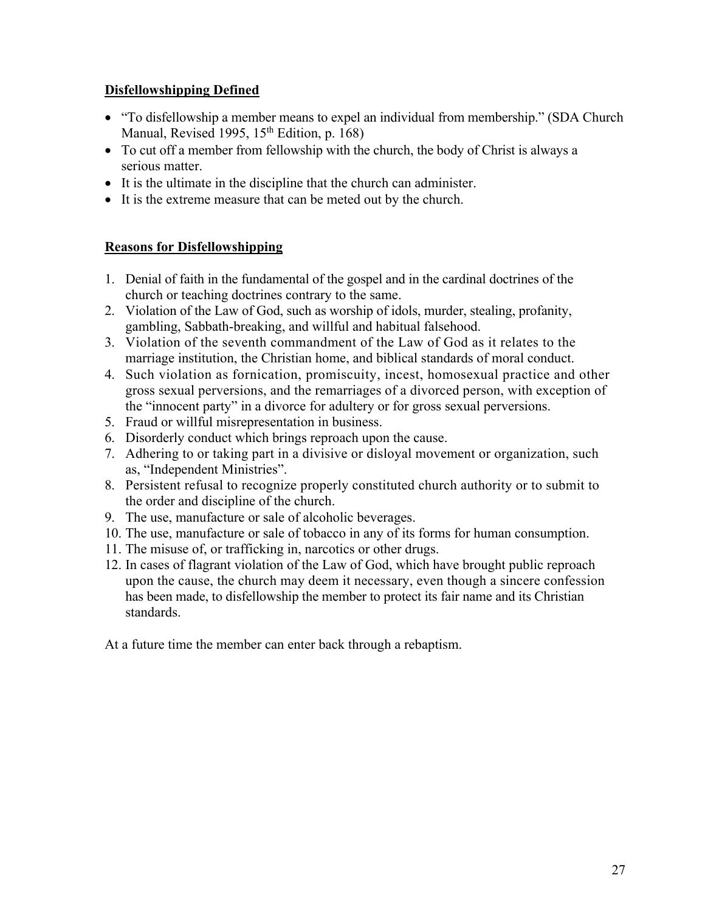## Disfellowshipping Defined

- "To disfellowship a member means to expel an individual from membership." (SDA Church Manual, Revised 1995, 15th Edition, p. 168)
- To cut off a member from fellowship with the church, the body of Christ is always a serious matter.
- It is the ultimate in the discipline that the church can administer.
- It is the extreme measure that can be meted out by the church.

## Reasons for Disfellowshipping

1. Denial of faith in the fundamental of the gospel and in the cardinal doctrines of the church or teaching doctrines contrary to the same.
2. Violation of the Law of God, such as worship of idols, murder, stealing, profanity, gambling, Sabbath-breaking, and willful and habitual falsehood.
3. Violation of the seventh commandment of the Law of God as it relates to the marriage institution, the Christian home, and biblical standards of moral conduct.
4. Such violation as fornication, promiscuity, incest, homosexual practice and other gross sexual perversions, and the remarriages of a divorced person, with exception of the "innocent party" in a divorce for adultery or for gross sexual perversions.
5. Fraud or willful misrepresentation in business.
6. Disorderly conduct which brings reproach upon the cause.
7. Adhering to or taking part in a divisive or disloyal movement or organization, such as, "Independent Ministries".
8. Persistent refusal to recognize properly constituted church authority or to submit to the order and discipline of the church.
9. The use, manufacture or sale of alcoholic beverages.
10. The use, manufacture or sale of tobacco in any of its forms for human consumption.
11. The misuse of, or trafficking in, narcotics or other drugs.
12. In cases of flagrant violation of the Law of God, which have brought public reproach upon the cause, the church may deem it necessary, even though a sincere confession has been made, to disfellowship the member to protect its fair name and its Christian standards.

At a future time the member can enter back through a rebaptism.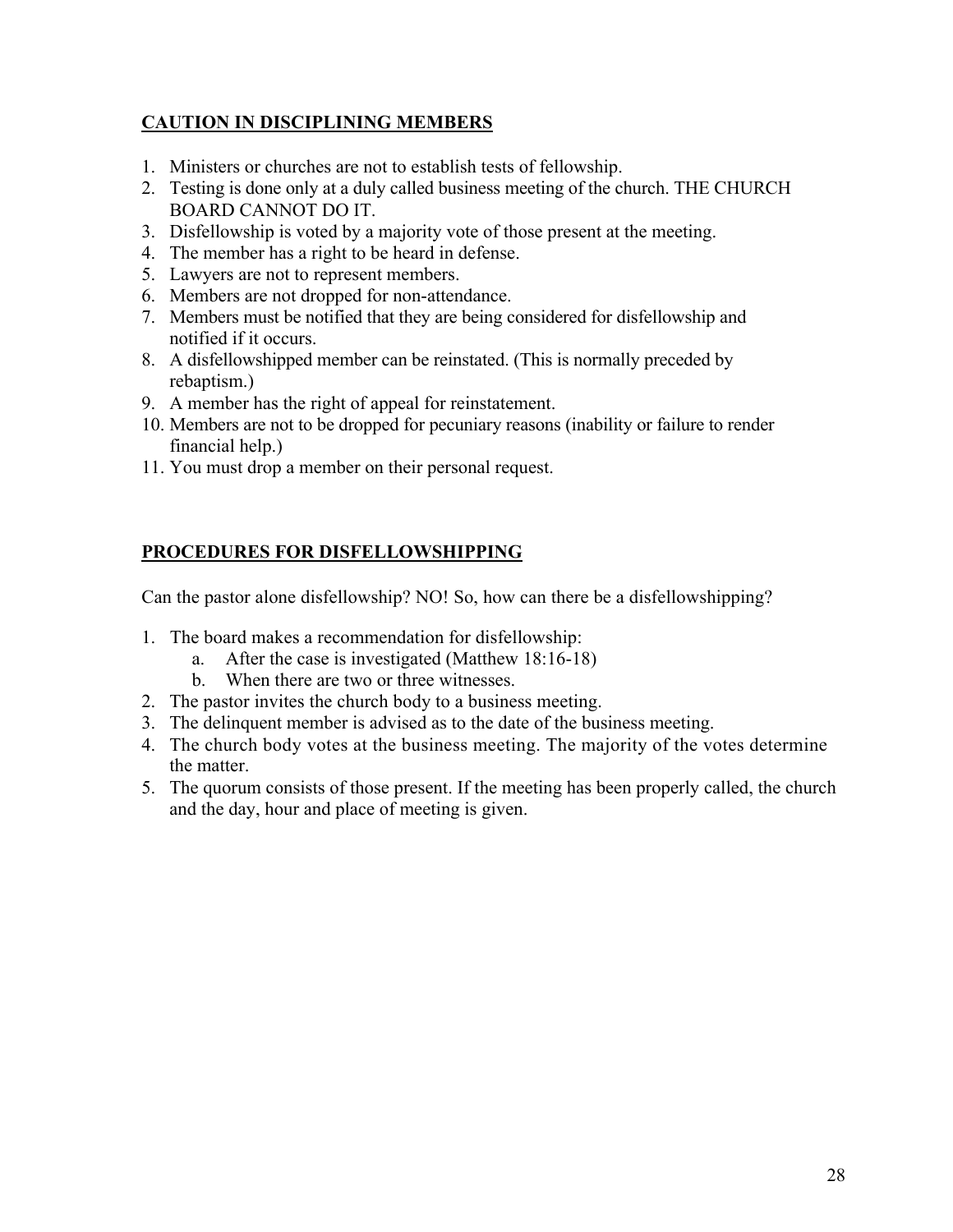## CAUTION IN DISCIPLINING MEMBERS

1. Ministers or churches are not to establish tests of fellowship.
2. Testing is done only at a duly called business meeting of the church. THE CHURCH BOARD CANNOT DO IT.
3. Disfellowship is voted by a majority vote of those present at the meeting.
4. The member has a right to be heard in defense.
5. Lawyers are not to represent members.
6. Members are not dropped for non-attendance.
7. Members must be notified that they are being considered for disfellowship and notified if it occurs.
8. A disfellowshipped member can be reinstated. (This is normally preceded by rebaptism.)
9. A member has the right of appeal for reinstatement.
10. Members are not to be dropped for pecuniary reasons (inability or failure to render financial help.)
11. You must drop a member on their personal request.

## PROCEDURES FOR DISFELLOWSHIPPING

Can the pastor alone disfellowship? NO! So, how can there be a disfellowshipping?

1. The board makes a recommendation for disfellowship:
    a. After the case is investigated (Matthew 18:16-18)
    b. When there are two or three witnesses.
2. The pastor invites the church body to a business meeting.
3. The delinquent member is advised as to the date of the business meeting.
4. The church body votes at the business meeting. The majority of the votes determine the matter.
5. The quorum consists of those present. If the meeting has been properly called, the church and the day, hour and place of meeting is given.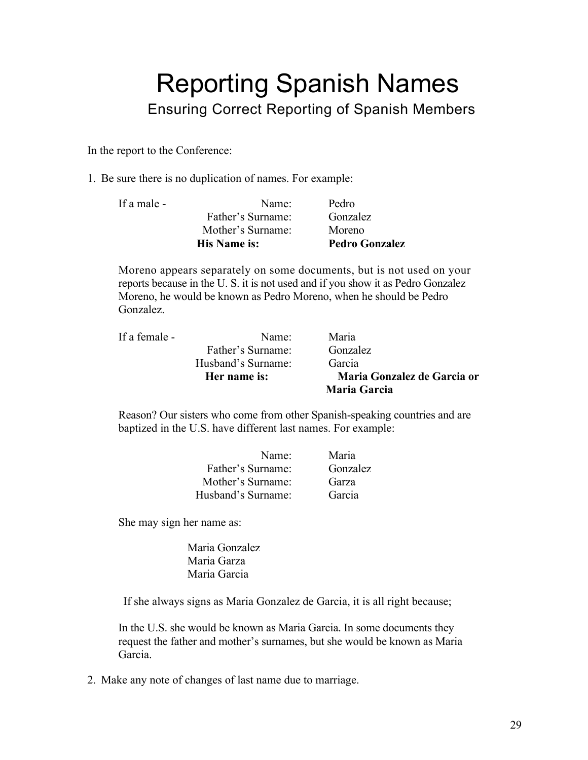# Reporting Spanish Names

## Ensuring Correct Reporting of Spanish Members

In the report to the Conference:

1. Be sure there is no duplication of names. For example:

| If a male - | | |
|---|---|---|
| | Name: | Pedro |
| | Father's Surname: | Gonzalez |
| | Mother's Surname: | Moreno |
| | **His Name is:** | **Pedro Gonzalez** |

   Moreno appears separately on some documents, but is not used on your reports because in the U. S. it is not used and if you show it as Pedro Gonzalez Moreno, he would be known as Pedro Moreno, when he should be Pedro Gonzalez.

| If a female - | | |
|---|---|---|
| | Name: | Maria |
| | Father's Surname: | Gonzalez |
| | Husband's Surname: | Garcia |
| | **Her name is:** | **Maria Gonzalez de Garcia or Maria Garcia** |

   Reason? Our sisters who come from other Spanish-speaking countries and are baptized in the U.S. have different last names. For example:

| | |
|---|---|
| Name: | Maria |
| Father's Surname: | Gonzalez |
| Mother's Surname: | Garza |
| Husband's Surname: | Garcia |

   She may sign her name as:

   Maria Gonzalez
   Maria Garza
   Maria Garcia

   If she always signs as Maria Gonzalez de Garcia, it is all right because;

   In the U.S. she would be known as Maria Garcia. In some documents they request the father and mother's surnames, but she would be known as Maria Garcia.

2. Make any note of changes of last name due to marriage.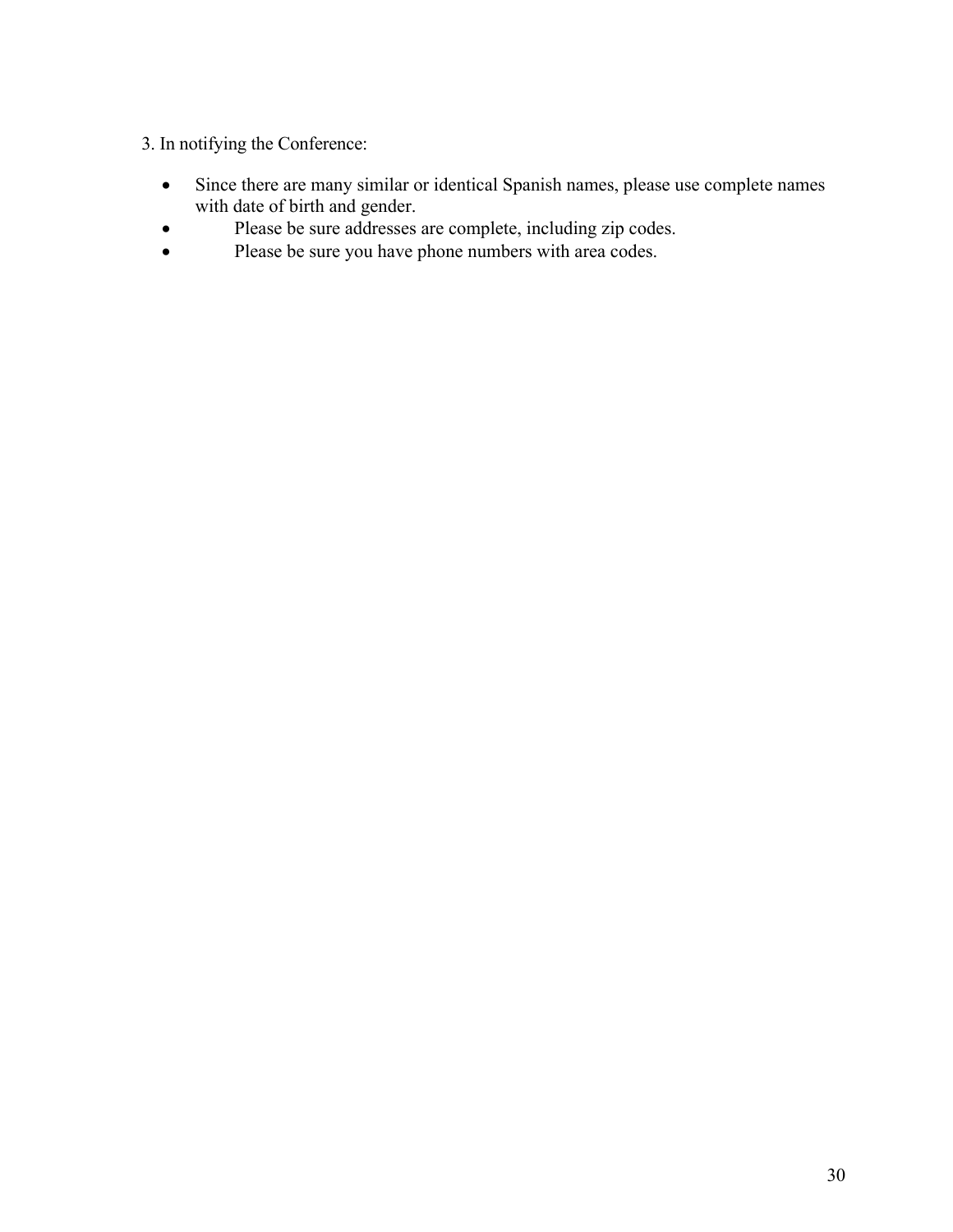3. In notifying the Conference:

- Since there are many similar or identical Spanish names, please use complete names with date of birth and gender.
- Please be sure addresses are complete, including zip codes.
- Please be sure you have phone numbers with area codes.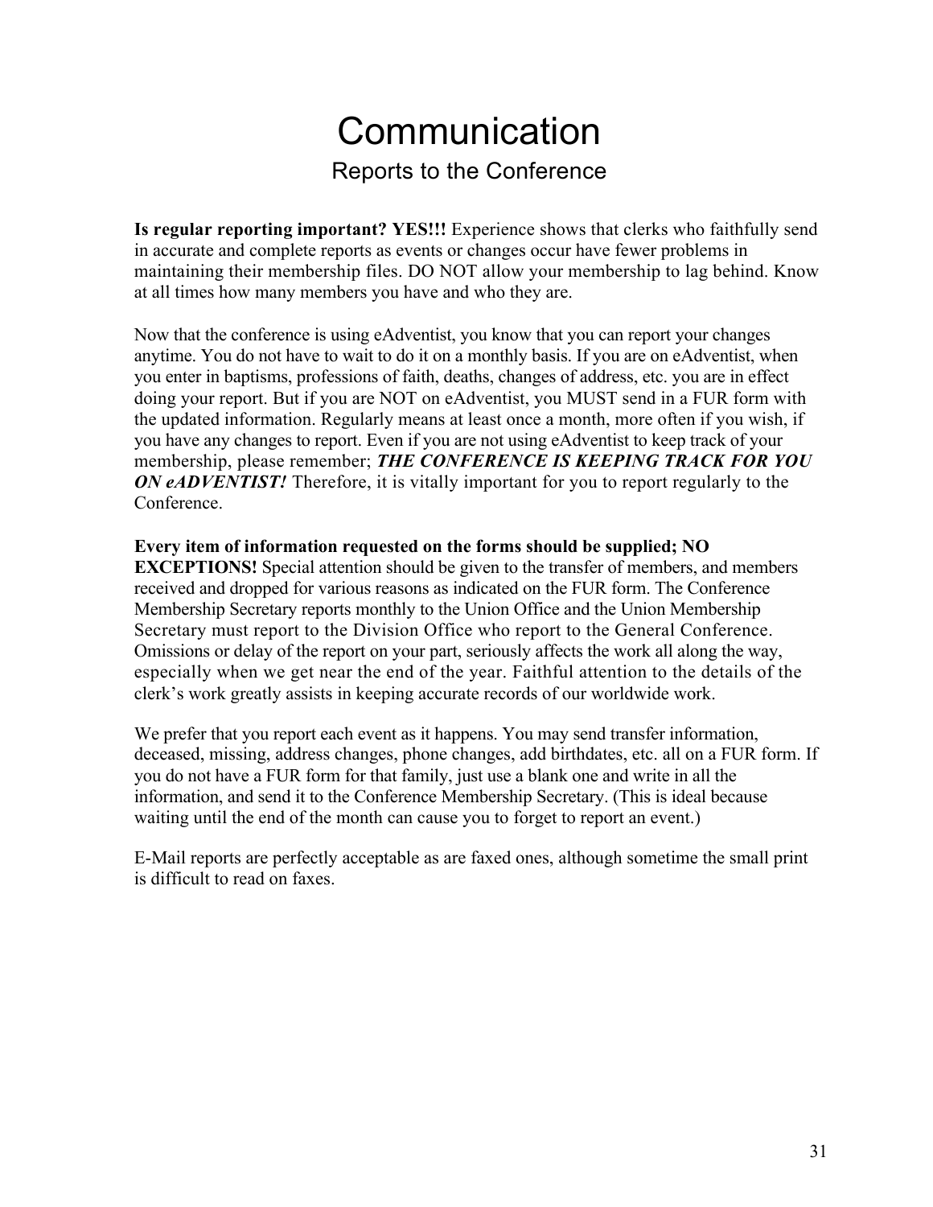# Communication

## Reports to the Conference

**Is regular reporting important? YES!!!** Experience shows that clerks who faithfully send in accurate and complete reports as events or changes occur have fewer problems in maintaining their membership files. DO NOT allow your membership to lag behind. Know at all times how many members you have and who they are.

Now that the conference is using eAdventist, you know that you can report your changes anytime. You do not have to wait to do it on a monthly basis. If you are on eAdventist, when you enter in baptisms, professions of faith, deaths, changes of address, etc. you are in effect doing your report. But if you are NOT on eAdventist, you MUST send in a FUR form with the updated information. Regularly means at least once a month, more often if you wish, if you have any changes to report. Even if you are not using eAdventist to keep track of your membership, please remember; ***THE CONFERENCE IS KEEPING TRACK FOR YOU ON eADVENTIST!*** Therefore, it is vitally important for you to report regularly to the Conference.

**Every item of information requested on the forms should be supplied; NO EXCEPTIONS!** Special attention should be given to the transfer of members, and members received and dropped for various reasons as indicated on the FUR form. The Conference Membership Secretary reports monthly to the Union Office and the Union Membership Secretary must report to the Division Office who report to the General Conference. Omissions or delay of the report on your part, seriously affects the work all along the way, especially when we get near the end of the year. Faithful attention to the details of the clerk's work greatly assists in keeping accurate records of our worldwide work.

We prefer that you report each event as it happens. You may send transfer information, deceased, missing, address changes, phone changes, add birthdates, etc. all on a FUR form. If you do not have a FUR form for that family, just use a blank one and write in all the information, and send it to the Conference Membership Secretary. (This is ideal because waiting until the end of the month can cause you to forget to report an event.)

E-Mail reports are perfectly acceptable as are faxed ones, although sometime the small print is difficult to read on faxes.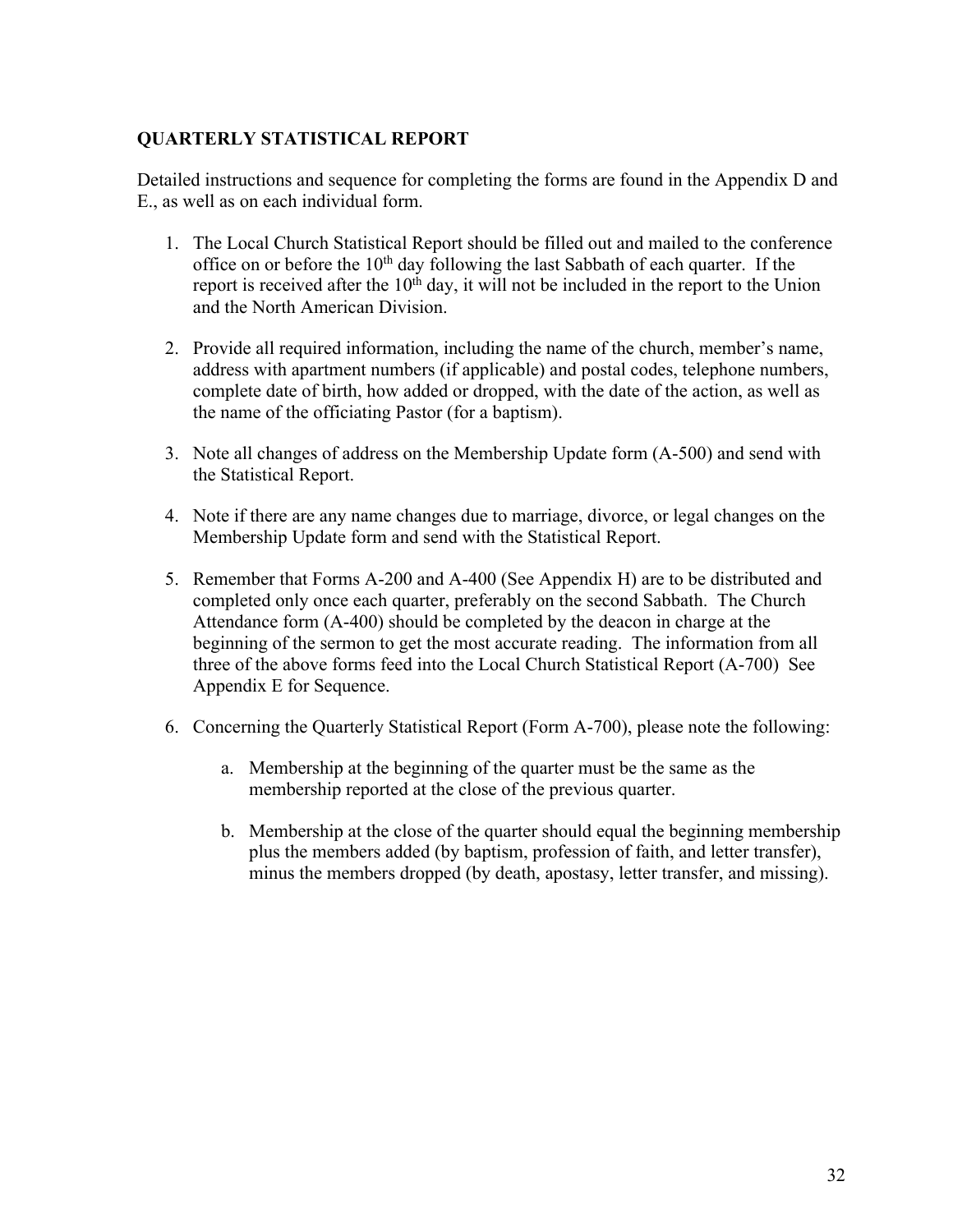## QUARTERLY STATISTICAL REPORT

Detailed instructions and sequence for completing the forms are found in the Appendix D and E., as well as on each individual form.

1. The Local Church Statistical Report should be filled out and mailed to the conference office on or before the 10th day following the last Sabbath of each quarter. If the report is received after the 10th day, it will not be included in the report to the Union and the North American Division.

2. Provide all required information, including the name of the church, member's name, address with apartment numbers (if applicable) and postal codes, telephone numbers, complete date of birth, how added or dropped, with the date of the action, as well as the name of the officiating Pastor (for a baptism).

3. Note all changes of address on the Membership Update form (A-500) and send with the Statistical Report.

4. Note if there are any name changes due to marriage, divorce, or legal changes on the Membership Update form and send with the Statistical Report.

5. Remember that Forms A-200 and A-400 (See Appendix H) are to be distributed and completed only once each quarter, preferably on the second Sabbath. The Church Attendance form (A-400) should be completed by the deacon in charge at the beginning of the sermon to get the most accurate reading. The information from all three of the above forms feed into the Local Church Statistical Report (A-700) See Appendix E for Sequence.

6. Concerning the Quarterly Statistical Report (Form A-700), please note the following:

   a. Membership at the beginning of the quarter must be the same as the membership reported at the close of the previous quarter.

   b. Membership at the close of the quarter should equal the beginning membership plus the members added (by baptism, profession of faith, and letter transfer), minus the members dropped (by death, apostasy, letter transfer, and missing).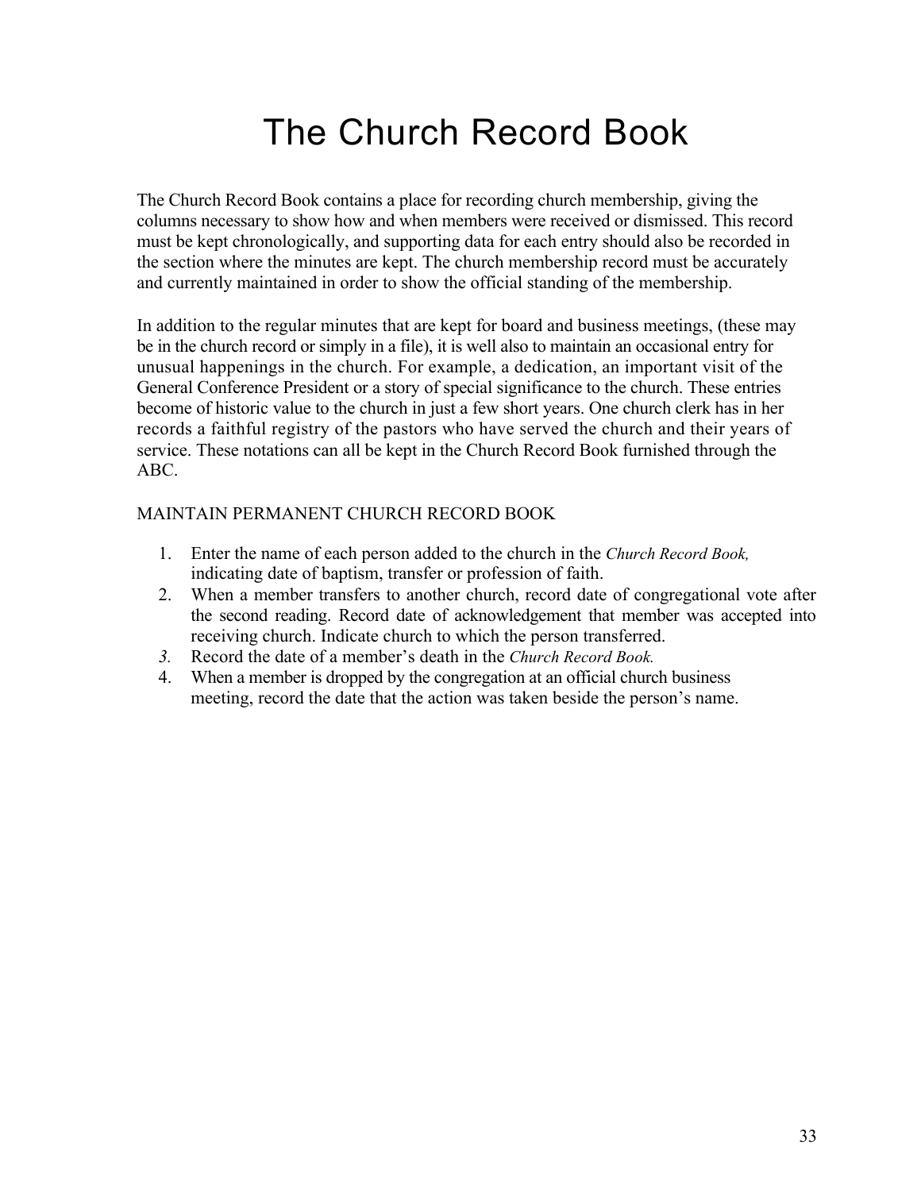# The Church Record Book

The Church Record Book contains a place for recording church membership, giving the columns necessary to show how and when members were received or dismissed. This record must be kept chronologically, and supporting data for each entry should also be recorded in the section where the minutes are kept. The church membership record must be accurately and currently maintained in order to show the official standing of the membership.

In addition to the regular minutes that are kept for board and business meetings, (these may be in the church record or simply in a file), it is well also to maintain an occasional entry for unusual happenings in the church. For example, a dedication, an important visit of the General Conference President or a story of special significance to the church. These entries become of historic value to the church in just a few short years. One church clerk has in her records a faithful registry of the pastors who have served the church and their years of service. These notations can all be kept in the Church Record Book furnished through the ABC.

MAINTAIN PERMANENT CHURCH RECORD BOOK

1. Enter the name of each person added to the church in the *Church Record Book,* indicating date of baptism, transfer or profession of faith.
2. When a member transfers to another church, record date of congregational vote after the second reading. Record date of acknowledgement that member was accepted into receiving church. Indicate church to which the person transferred.
3. Record the date of a member's death in the *Church Record Book.*
4. When a member is dropped by the congregation at an official church business meeting, record the date that the action was taken beside the person's name.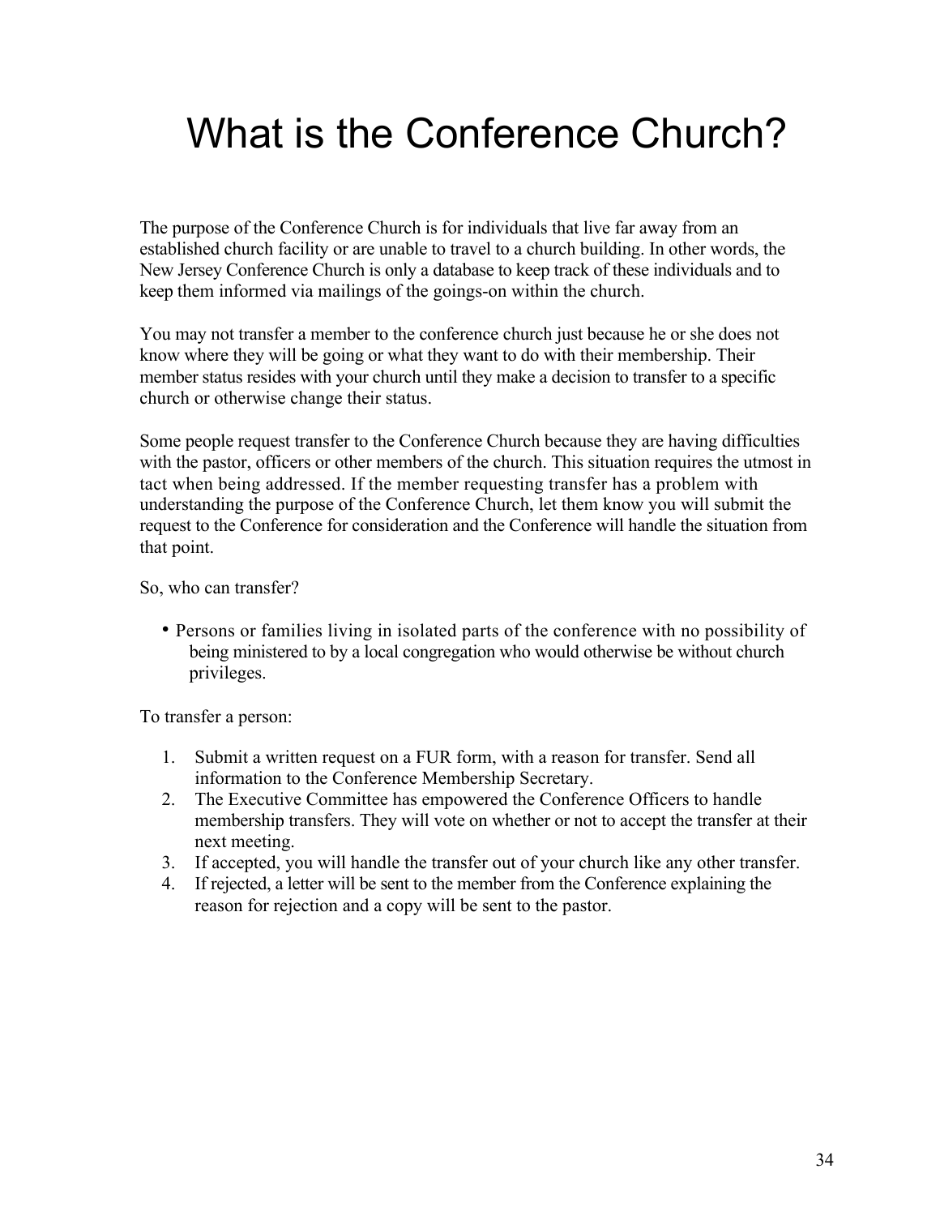# What is the Conference Church?

The purpose of the Conference Church is for individuals that live far away from an established church facility or are unable to travel to a church building. In other words, the New Jersey Conference Church is only a database to keep track of these individuals and to keep them informed via mailings of the goings-on within the church.

You may not transfer a member to the conference church just because he or she does not know where they will be going or what they want to do with their membership. Their member status resides with your church until they make a decision to transfer to a specific church or otherwise change their status.

Some people request transfer to the Conference Church because they are having difficulties with the pastor, officers or other members of the church. This situation requires the utmost in tact when being addressed. If the member requesting transfer has a problem with understanding the purpose of the Conference Church, let them know you will submit the request to the Conference for consideration and the Conference will handle the situation from that point.

So, who can transfer?

- Persons or families living in isolated parts of the conference with no possibility of being ministered to by a local congregation who would otherwise be without church privileges.

To transfer a person:

1. Submit a written request on a FUR form, with a reason for transfer. Send all information to the Conference Membership Secretary.
2. The Executive Committee has empowered the Conference Officers to handle membership transfers. They will vote on whether or not to accept the transfer at their next meeting.
3. If accepted, you will handle the transfer out of your church like any other transfer.
4. If rejected, a letter will be sent to the member from the Conference explaining the reason for rejection and a copy will be sent to the pastor.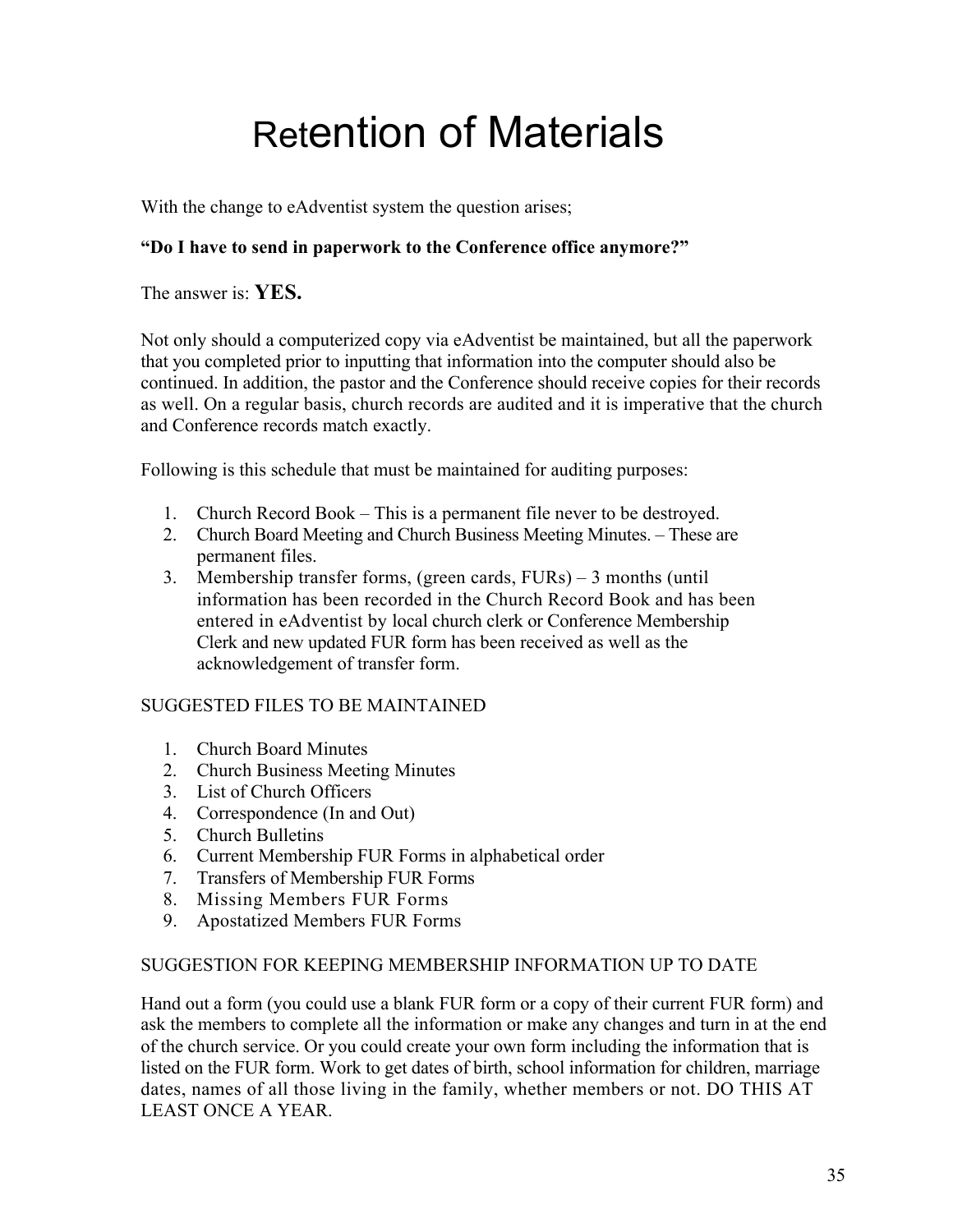# Retention of Materials

With the change to eAdventist system the question arises;

**"Do I have to send in paperwork to the Conference office anymore?"**

The answer is: **YES.**

Not only should a computerized copy via eAdventist be maintained, but all the paperwork that you completed prior to inputting that information into the computer should also be continued. In addition, the pastor and the Conference should receive copies for their records as well. On a regular basis, church records are audited and it is imperative that the church and Conference records match exactly.

Following is this schedule that must be maintained for auditing purposes:

1. Church Record Book – This is a permanent file never to be destroyed.
2. Church Board Meeting and Church Business Meeting Minutes. – These are permanent files.
3. Membership transfer forms, (green cards, FURs) – 3 months (until information has been recorded in the Church Record Book and has been entered in eAdventist by local church clerk or Conference Membership Clerk and new updated FUR form has been received as well as the acknowledgement of transfer form.

SUGGESTED FILES TO BE MAINTAINED

1. Church Board Minutes
2. Church Business Meeting Minutes
3. List of Church Officers
4. Correspondence (In and Out)
5. Church Bulletins
6. Current Membership FUR Forms in alphabetical order
7. Transfers of Membership FUR Forms
8. Missing Members FUR Forms
9. Apostatized Members FUR Forms

SUGGESTION FOR KEEPING MEMBERSHIP INFORMATION UP TO DATE

Hand out a form (you could use a blank FUR form or a copy of their current FUR form) and ask the members to complete all the information or make any changes and turn in at the end of the church service. Or you could create your own form including the information that is listed on the FUR form. Work to get dates of birth, school information for children, marriage dates, names of all those living in the family, whether members or not. DO THIS AT LEAST ONCE A YEAR.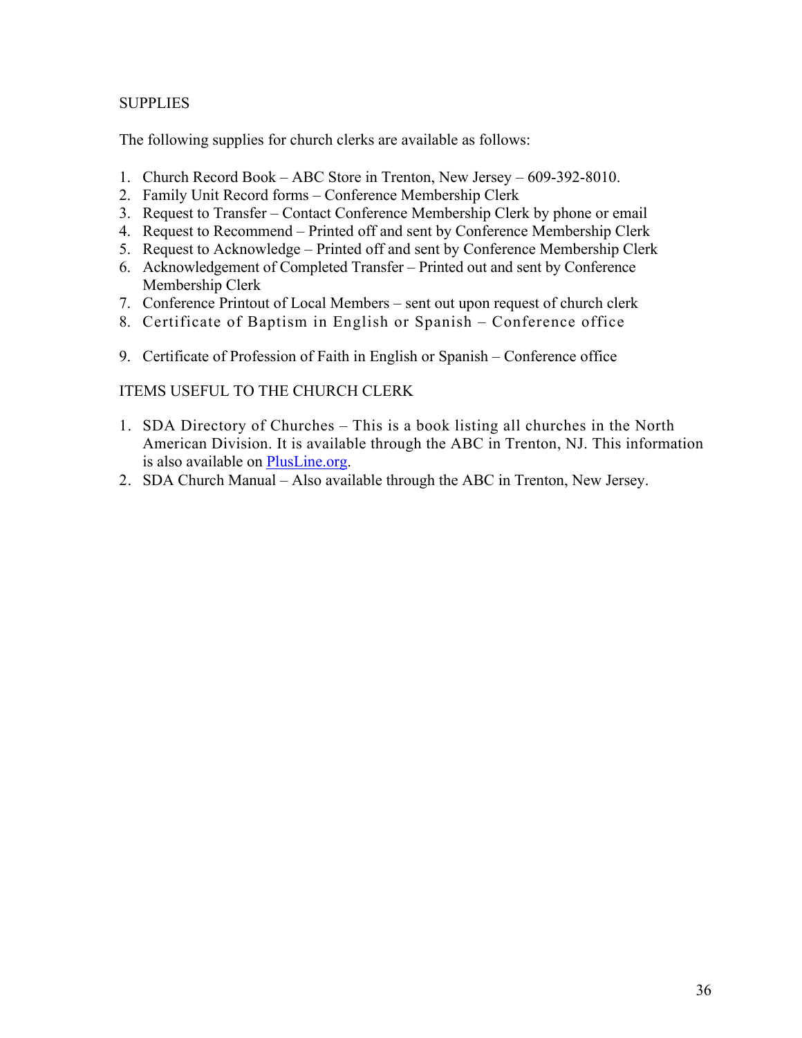## SUPPLIES

The following supplies for church clerks are available as follows:

1. Church Record Book – ABC Store in Trenton, New Jersey – 609-392-8010.
2. Family Unit Record forms – Conference Membership Clerk
3. Request to Transfer – Contact Conference Membership Clerk by phone or email
4. Request to Recommend – Printed off and sent by Conference Membership Clerk
5. Request to Acknowledge – Printed off and sent by Conference Membership Clerk
6. Acknowledgement of Completed Transfer – Printed out and sent by Conference Membership Clerk
7. Conference Printout of Local Members – sent out upon request of church clerk
8. Certificate of Baptism in English or Spanish – Conference office
9. Certificate of Profession of Faith in English or Spanish – Conference office

## ITEMS USEFUL TO THE CHURCH CLERK

1. SDA Directory of Churches – This is a book listing all churches in the North American Division. It is available through the ABC in Trenton, NJ. This information is also available on PlusLine.org.
2. SDA Church Manual – Also available through the ABC in Trenton, New Jersey.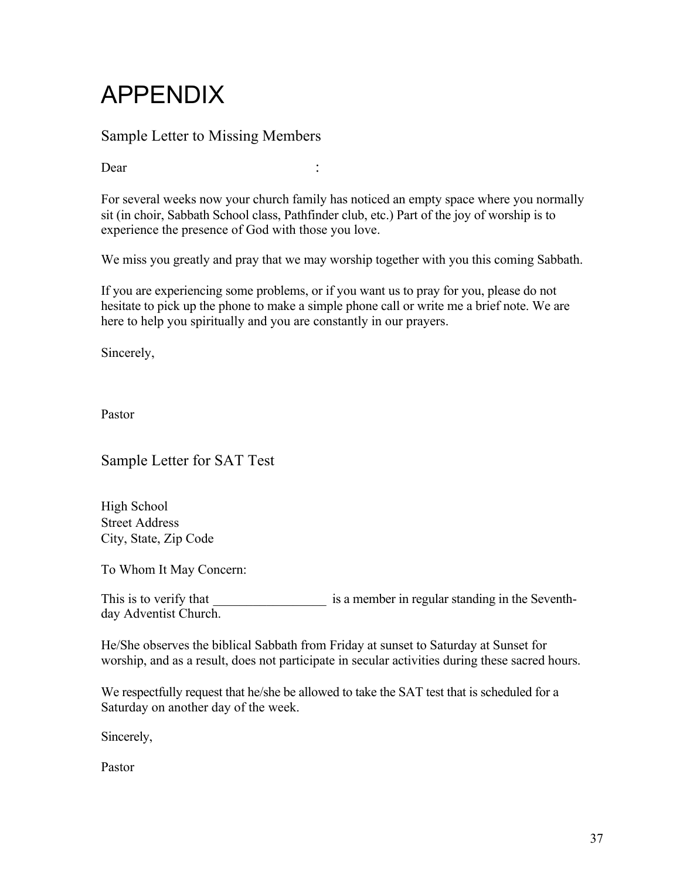# APPENDIX

## Sample Letter to Missing Members

Dear :

For several weeks now your church family has noticed an empty space where you normally sit (in choir, Sabbath School class, Pathfinder club, etc.) Part of the joy of worship is to experience the presence of God with those you love.

We miss you greatly and pray that we may worship together with you this coming Sabbath.

If you are experiencing some problems, or if you want us to pray for you, please do not hesitate to pick up the phone to make a simple phone call or write me a brief note. We are here to help you spiritually and you are constantly in our prayers.

Sincerely,

Pastor

## Sample Letter for SAT Test

High School
Street Address
City, State, Zip Code

To Whom It May Concern:

This is to verify that _________________ is a member in regular standing in the Seventh-day Adventist Church.

He/She observes the biblical Sabbath from Friday at sunset to Saturday at Sunset for worship, and as a result, does not participate in secular activities during these sacred hours.

We respectfully request that he/she be allowed to take the SAT test that is scheduled for a Saturday on another day of the week.

Sincerely,

Pastor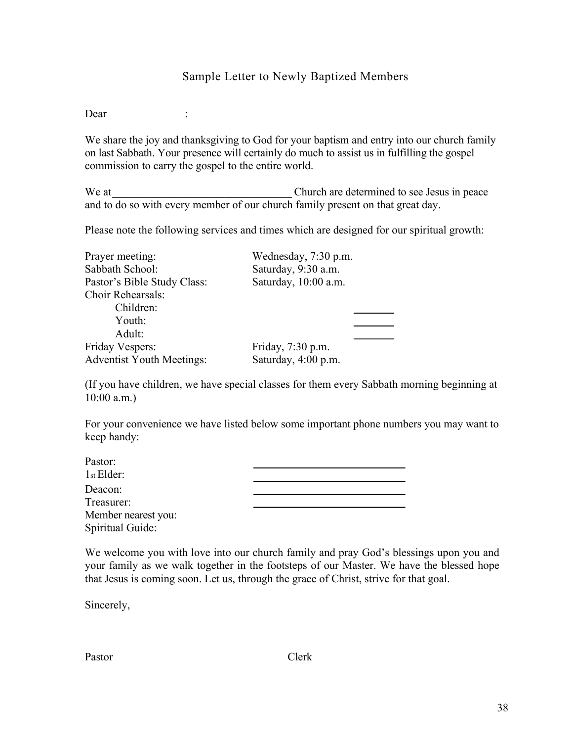## Sample Letter to Newly Baptized Members

Dear :

We share the joy and thanksgiving to God for your baptism and entry into our church family on last Sabbath. Your presence will certainly do much to assist us in fulfilling the gospel commission to carry the gospel to the entire world.

We at________________________________ Church are determined to see Jesus in peace and to do so with every member of our church family present on that great day.

Please note the following services and times which are designed for our spiritual growth:

| | |
|---|---|
| Prayer meeting: | Wednesday, 7:30 p.m. |
| Sabbath School: | Saturday, 9:30 a.m. |
| Pastor's Bible Study Class: | Saturday, 10:00 a.m. |
| Choir Rehearsals: | |
| Children: | ________ |
| Youth: | ________ |
| Adult: | ________ |
| Friday Vespers: | Friday, 7:30 p.m. |
| Adventist Youth Meetings: | Saturday, 4:00 p.m. |

(If you have children, we have special classes for them every Sabbath morning beginning at 10:00 a.m.)

For your convenience we have listed below some important phone numbers you may want to keep handy:

| | |
|---|---|
| Pastor: | ____________________________ |
| 1st Elder: | ____________________________ |
| Deacon: | ____________________________ |
| Treasurer: | ____________________________ |
| Member nearest you: | |
| Spiritual Guide: | |

We welcome you with love into our church family and pray God's blessings upon you and your family as we walk together in the footsteps of our Master. We have the blessed hope that Jesus is coming soon. Let us, through the grace of Christ, strive for that goal.

Sincerely,

Pastor Clerk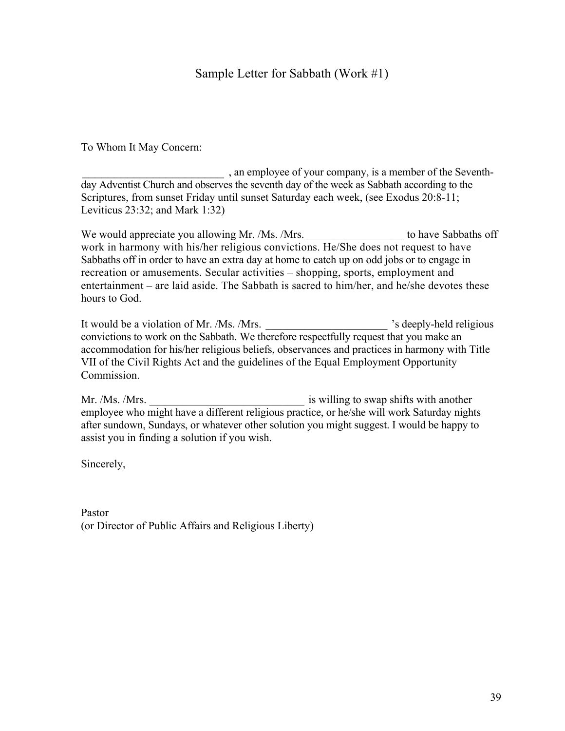## Sample Letter for Sabbath (Work #1)

To Whom It May Concern:

__________________________ , an employee of your company, is a member of the Seventh-day Adventist Church and observes the seventh day of the week as Sabbath according to the Scriptures, from sunset Friday until sunset Saturday each week, (see Exodus 20:8-11; Leviticus 23:32; and Mark 1:32)

We would appreciate you allowing Mr. /Ms. /Mrs.__________________ to have Sabbaths off work in harmony with his/her religious convictions. He/She does not request to have Sabbaths off in order to have an extra day at home to catch up on odd jobs or to engage in recreation or amusements. Secular activities – shopping, sports, employment and entertainment – are laid aside. The Sabbath is sacred to him/her, and he/she devotes these hours to God.

It would be a violation of Mr. /Ms. /Mrs. ______________________ 's deeply-held religious convictions to work on the Sabbath. We therefore respectfully request that you make an accommodation for his/her religious beliefs, observances and practices in harmony with Title VII of the Civil Rights Act and the guidelines of the Equal Employment Opportunity Commission.

Mr. /Ms. /Mrs. _____________________________ is willing to swap shifts with another employee who might have a different religious practice, or he/she will work Saturday nights after sundown, Sundays, or whatever other solution you might suggest. I would be happy to assist you in finding a solution if you wish.

Sincerely,

Pastor
(or Director of Public Affairs and Religious Liberty)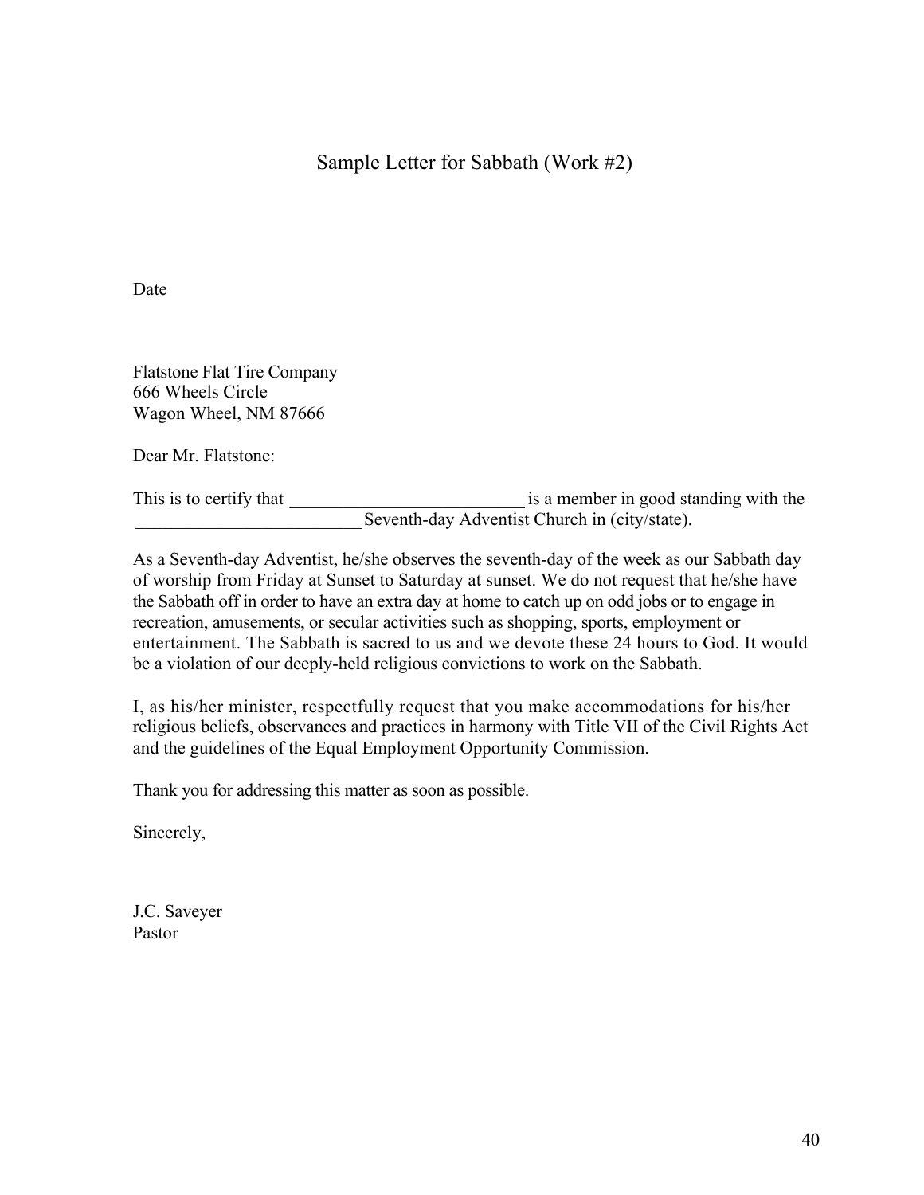# Sample Letter for Sabbath (Work #2)

Date

Flatstone Flat Tire Company
666 Wheels Circle
Wagon Wheel, NM 87666

Dear Mr. Flatstone:

This is to certify that __________________________ is a member in good standing with the _________________________ Seventh-day Adventist Church in (city/state).

As a Seventh-day Adventist, he/she observes the seventh-day of the week as our Sabbath day of worship from Friday at Sunset to Saturday at sunset. We do not request that he/she have the Sabbath off in order to have an extra day at home to catch up on odd jobs or to engage in recreation, amusements, or secular activities such as shopping, sports, employment or entertainment. The Sabbath is sacred to us and we devote these 24 hours to God. It would be a violation of our deeply-held religious convictions to work on the Sabbath.

I, as his/her minister, respectfully request that you make accommodations for his/her religious beliefs, observances and practices in harmony with Title VII of the Civil Rights Act and the guidelines of the Equal Employment Opportunity Commission.

Thank you for addressing this matter as soon as possible.

Sincerely,

J.C. Saveyer
Pastor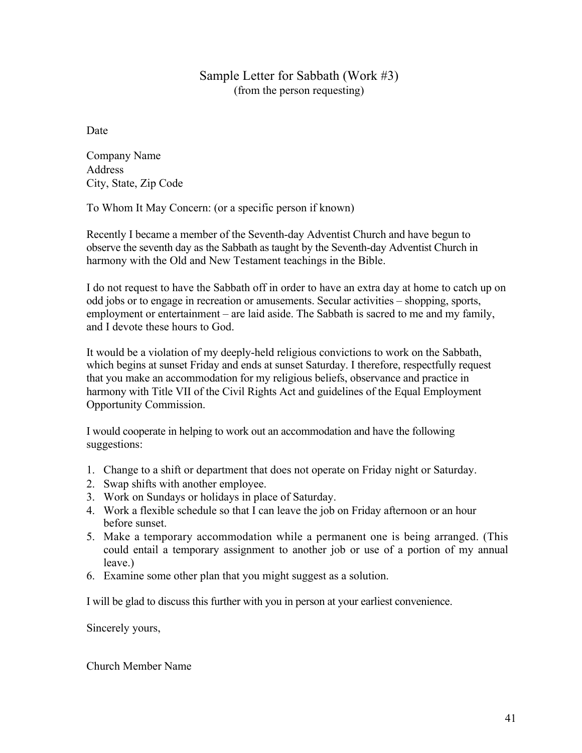## Sample Letter for Sabbath (Work #3)
(from the person requesting)

Date

Company Name
Address
City, State, Zip Code

To Whom It May Concern: (or a specific person if known)

Recently I became a member of the Seventh-day Adventist Church and have begun to observe the seventh day as the Sabbath as taught by the Seventh-day Adventist Church in harmony with the Old and New Testament teachings in the Bible.

I do not request to have the Sabbath off in order to have an extra day at home to catch up on odd jobs or to engage in recreation or amusements. Secular activities – shopping, sports, employment or entertainment – are laid aside. The Sabbath is sacred to me and my family, and I devote these hours to God.

It would be a violation of my deeply-held religious convictions to work on the Sabbath, which begins at sunset Friday and ends at sunset Saturday. I therefore, respectfully request that you make an accommodation for my religious beliefs, observance and practice in harmony with Title VII of the Civil Rights Act and guidelines of the Equal Employment Opportunity Commission.

I would cooperate in helping to work out an accommodation and have the following suggestions:

1. Change to a shift or department that does not operate on Friday night or Saturday.
2. Swap shifts with another employee.
3. Work on Sundays or holidays in place of Saturday.
4. Work a flexible schedule so that I can leave the job on Friday afternoon or an hour before sunset.
5. Make a temporary accommodation while a permanent one is being arranged. (This could entail a temporary assignment to another job or use of a portion of my annual leave.)
6. Examine some other plan that you might suggest as a solution.

I will be glad to discuss this further with you in person at your earliest convenience.

Sincerely yours,

Church Member Name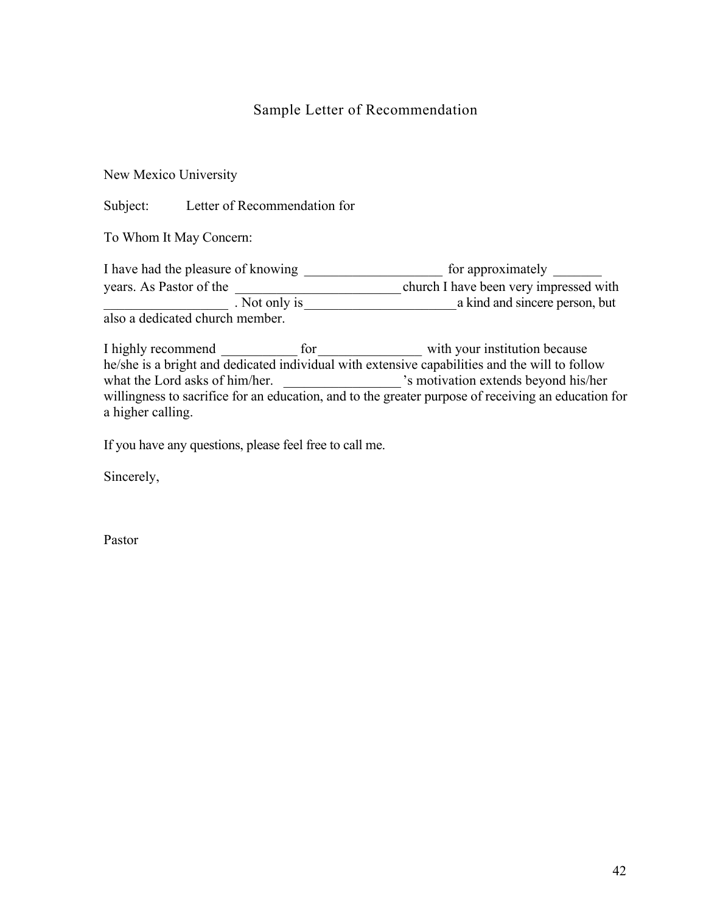# Sample Letter of Recommendation

New Mexico University

Subject: Letter of Recommendation for

To Whom It May Concern:

I have had the pleasure of knowing ____________________ for approximately _______ years. As Pastor of the ________________________ church I have been very impressed with __________________ . Not only is______________________ a kind and sincere person, but also a dedicated church member.

I highly recommend ___________ for_______________ with your institution because he/she is a bright and dedicated individual with extensive capabilities and the will to follow what the Lord asks of him/her. _________________'s motivation extends beyond his/her willingness to sacrifice for an education, and to the greater purpose of receiving an education for a higher calling.

If you have any questions, please feel free to call me.

Sincerely,

Pastor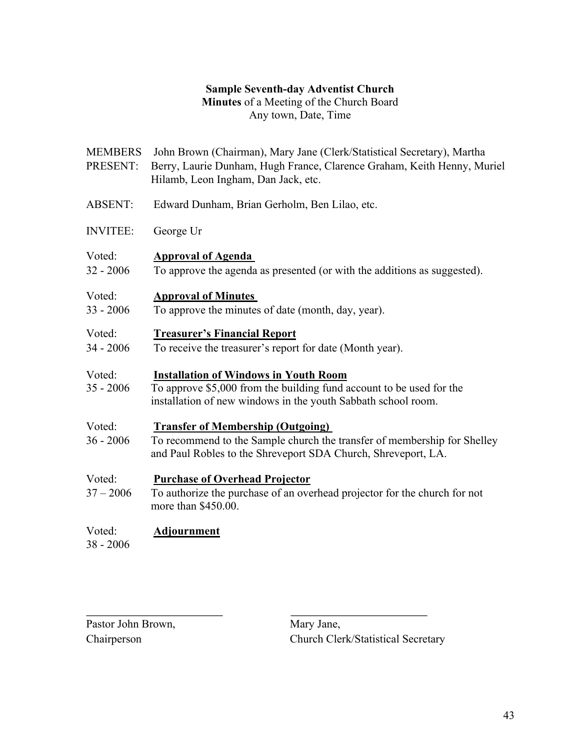**Sample Seventh-day Adventist Church**
**Minutes** of a Meeting of the Church Board
Any town, Date, Time

| | |
|---|---|
| MEMBERS PRESENT: | John Brown (Chairman), Mary Jane (Clerk/Statistical Secretary), Martha Berry, Laurie Dunham, Hugh France, Clarence Graham, Keith Henny, Muriel Hilamb, Leon Ingham, Dan Jack, etc. |
| ABSENT: | Edward Dunham, Brian Gerholm, Ben Lilao, etc. |
| INVITEE: | George Ur |
| Voted: 32 - 2006 | **<u>Approval of Agenda</u>** To approve the agenda as presented (or with the additions as suggested). |
| Voted: 33 - 2006 | **<u>Approval of Minutes</u>** To approve the minutes of date (month, day, year). |
| Voted: 34 - 2006 | **<u>Treasurer's Financial Report</u>** To receive the treasurer's report for date (Month year). |
| Voted: 35 - 2006 | **<u>Installation of Windows in Youth Room</u>** To approve $5,000 from the building fund account to be used for the installation of new windows in the youth Sabbath school room. |
| Voted: 36 - 2006 | **<u>Transfer of Membership (Outgoing)</u>** To recommend to the Sample church the transfer of membership for Shelley and Paul Robles to the Shreveport SDA Church, Shreveport, LA. |
| Voted: 37 – 2006 | **<u>Purchase of Overhead Projector</u>** To authorize the purchase of an overhead projector for the church for not more than $450.00. |
| Voted: 38 - 2006 | **<u>Adjournment</u>** |

\_\_\_\_\_\_\_\_\_\_\_\_\_\_\_\_\_\_\_\_\_\_\_\_
Pastor John Brown,
Chairperson

\_\_\_\_\_\_\_\_\_\_\_\_\_\_\_\_\_\_\_\_\_\_\_\_
Mary Jane,
Church Clerk/Statistical Secretary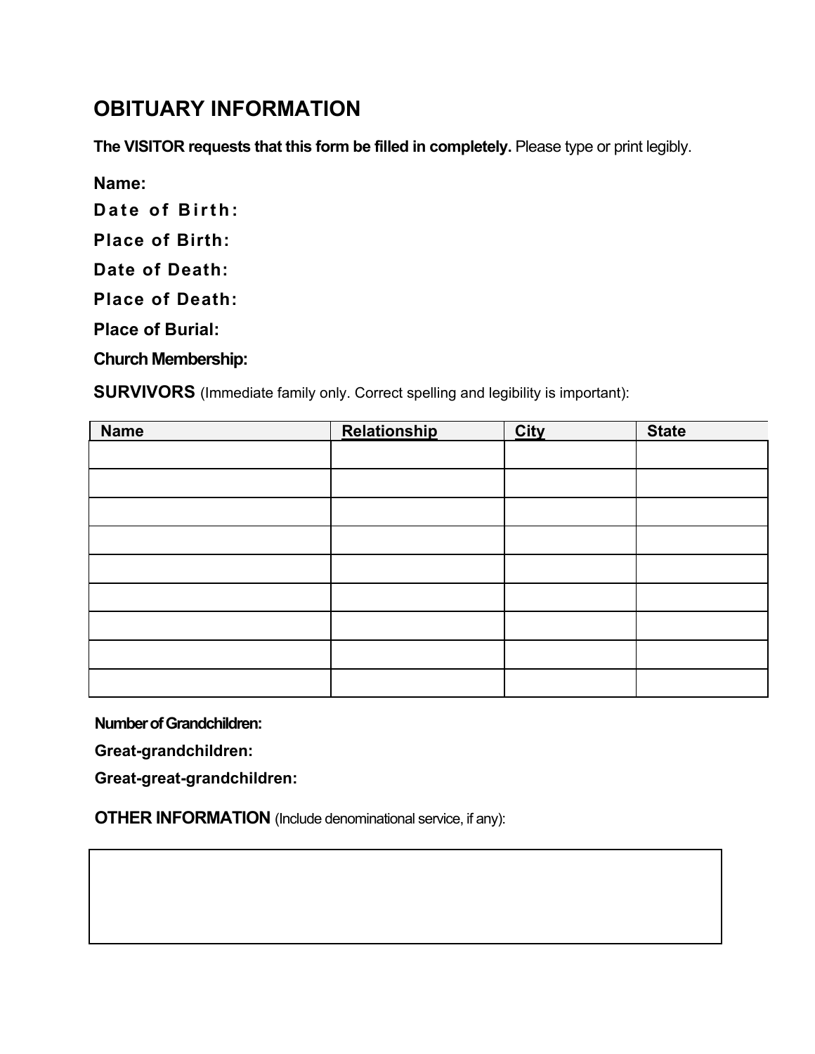## OBITUARY INFORMATION

**The VISITOR requests that this form be filled in completely.** Please type or print legibly.

**Name:**

**Date of Birth:**

**Place of Birth:**

**Date of Death:**

**Place of Death:**

**Place of Burial:**

**Church Membership:**

**SURVIVORS** (Immediate family only. Correct spelling and legibility is important):

| Name | Relationship | City | State |
|---|---|---|---|
| | | | |
| | | | |
| | | | |
| | | | |
| | | | |
| | | | |
| | | | |
| | | | |
| | | | |

**Number of Grandchildren:**

**Great-grandchildren:**

**Great-great-grandchildren:**

**OTHER INFORMATION** (Include denominational service, if any):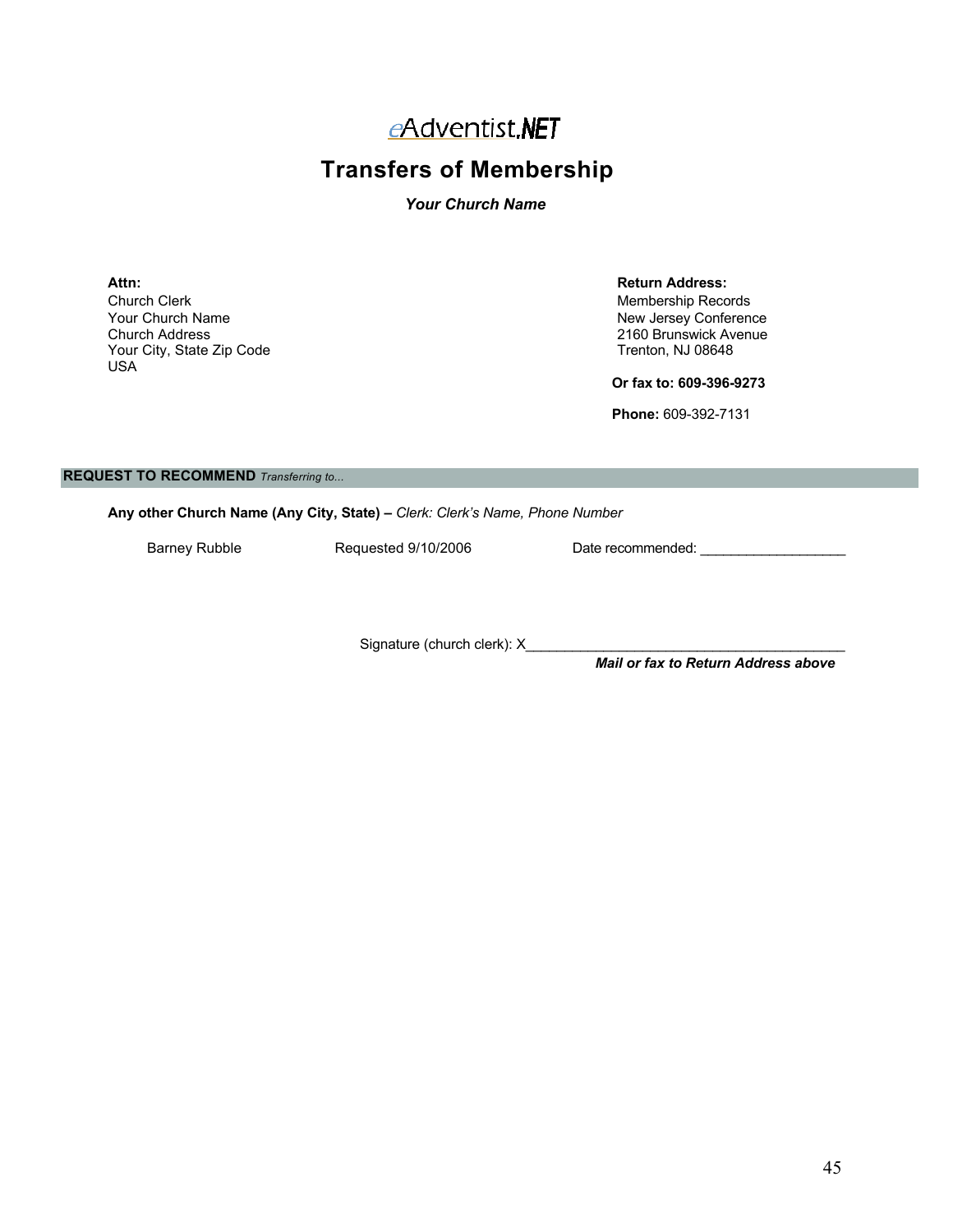eAdventist.NET

# Transfers of Membership

***Your Church Name***

**Attn:**
Church Clerk
Your Church Name
Church Address
Your City, State Zip Code
USA

**Return Address:**
Membership Records
New Jersey Conference
2160 Brunswick Avenue
Trenton, NJ 08648

**Or fax to: 609-396-9273**

**Phone:** 609-392-7131

**REQUEST TO RECOMMEND** *Transferring to...*

**Any other Church Name (Any City, State) –** *Clerk: Clerk's Name, Phone Number*

Barney Rubble    Requested 9/10/2006    Date recommended: ___________________

Signature (church clerk): X__________________________________________

***Mail or fax to Return Address above***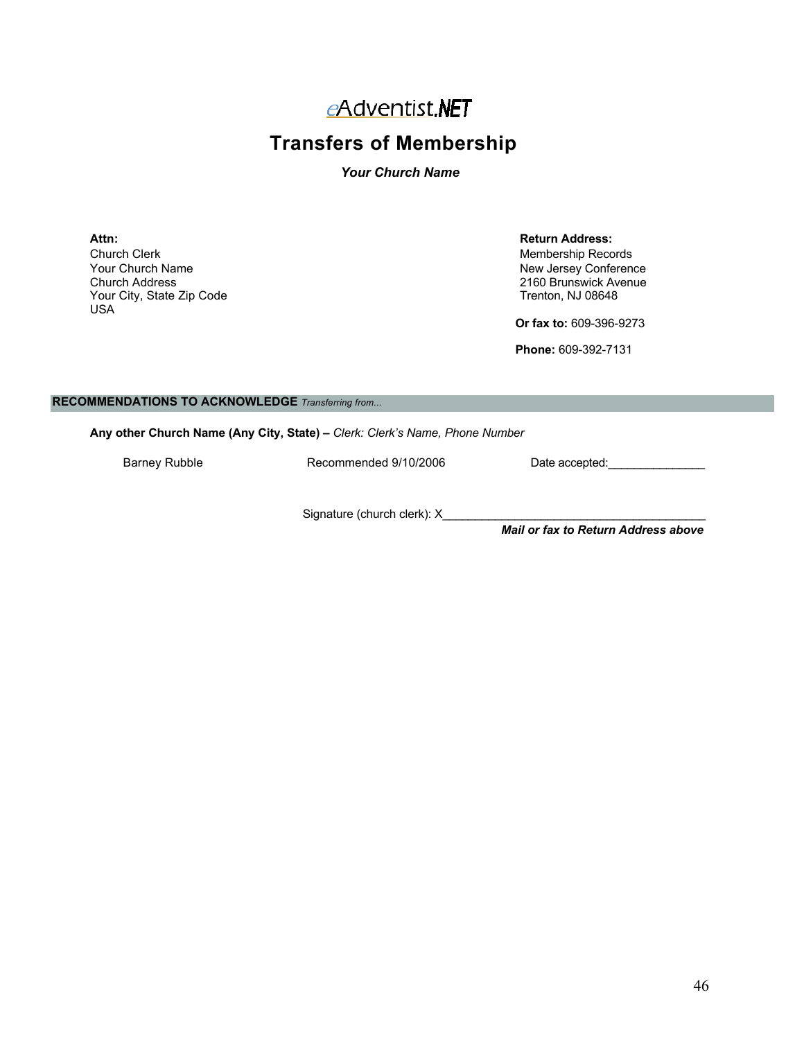# eAdventist.NET

## Transfers of Membership

***Your Church Name***

**Attn:**
Church Clerk
Your Church Name
Church Address
Your City, State Zip Code
USA

**Return Address:**
Membership Records
New Jersey Conference
2160 Brunswick Avenue
Trenton, NJ 08648

**Or fax to:** 609-396-9273

**Phone:** 609-392-7131

### RECOMMENDATIONS TO ACKNOWLEDGE *Transferring from...*

**Any other Church Name (Any City, State) –** *Clerk: Clerk's Name, Phone Number*

Barney Rubble          Recommended 9/10/2006          Date accepted:_______________

Signature (church clerk): X_________________________________________

***Mail or fax to Return Address above***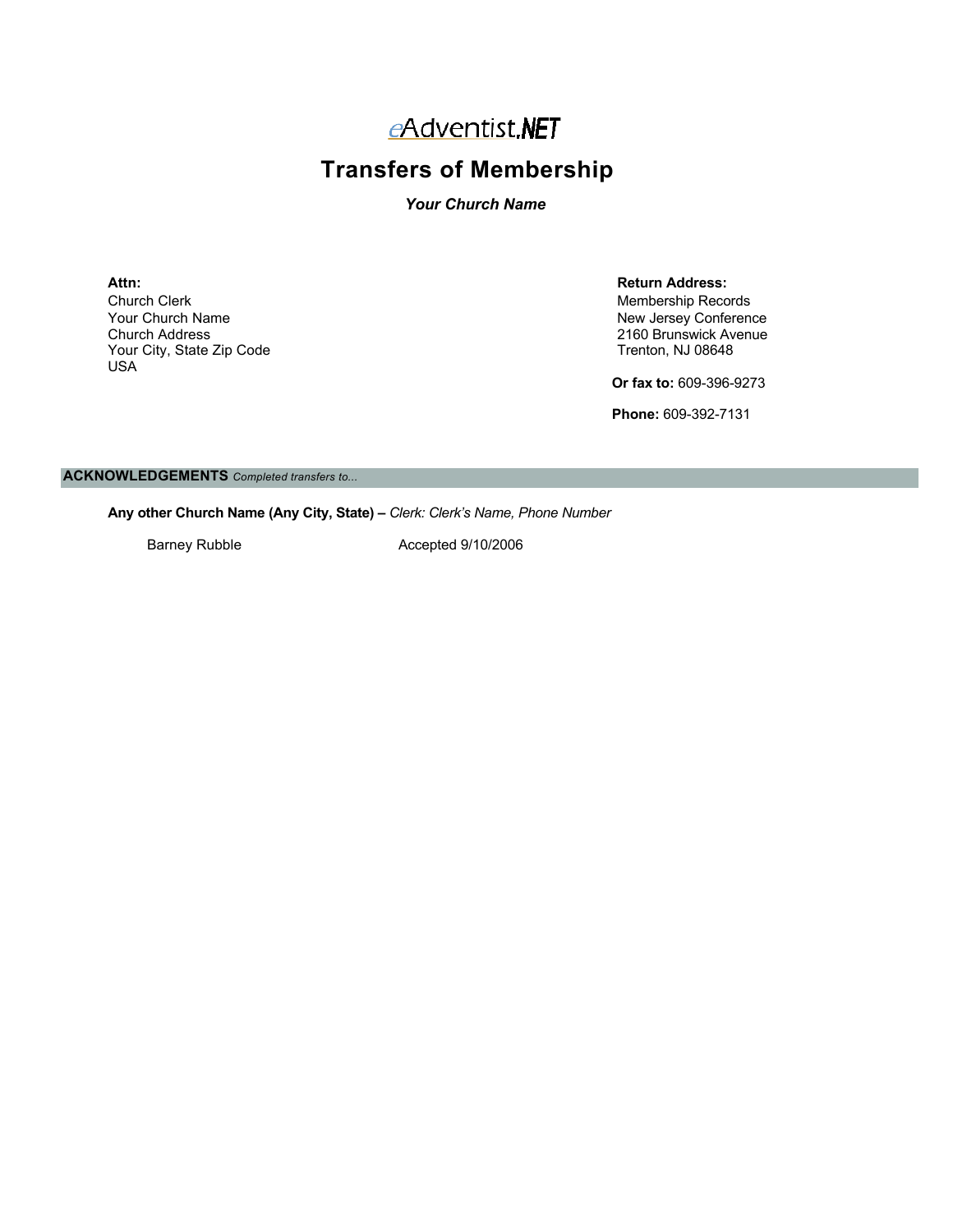eAdventist.NET

# Transfers of Membership

***Your Church Name***

**Attn:**
Church Clerk
Your Church Name
Church Address
Your City, State Zip Code
USA

**Return Address:**
Membership Records
New Jersey Conference
2160 Brunswick Avenue
Trenton, NJ 08648

**Or fax to:** 609-396-9273

**Phone:** 609-392-7131

## ACKNOWLEDGEMENTS *Completed transfers to...*

**Any other Church Name (Any City, State) –** *Clerk: Clerk's Name, Phone Number*

| | |
|---|---|
| Barney Rubble | Accepted 9/10/2006 |